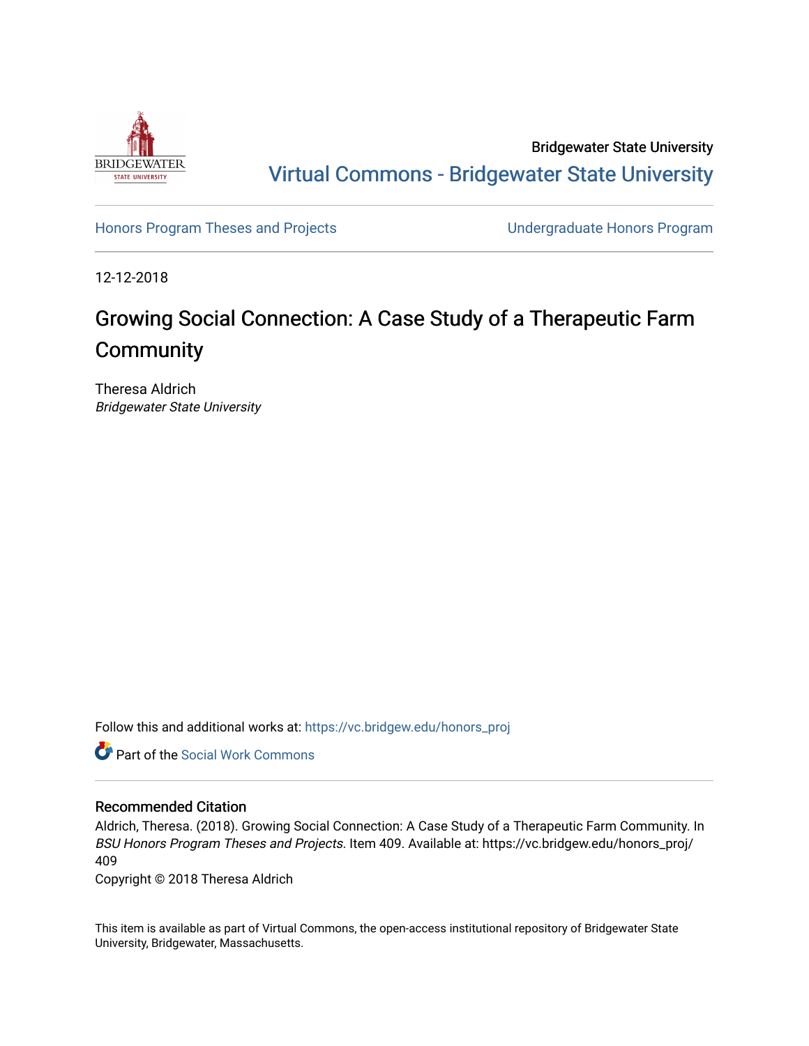Bridgewater State University

Virtual Commons - Bridgewater State University

Honors Program Theses and Projects

Undergraduate Honors Program

12-12-2018

# Growing Social Connection: A Case Study of a Therapeutic Farm Community

Theresa Aldrich
*Bridgewater State University*

Follow this and additional works at: https://vc.bridgew.edu/honors_proj

Part of the Social Work Commons

## Recommended Citation

Aldrich, Theresa. (2018). Growing Social Connection: A Case Study of a Therapeutic Farm Community. In *BSU Honors Program Theses and Projects.* Item 409. Available at: https://vc.bridgew.edu/honors_proj/409

Copyright © 2018 Theresa Aldrich

This item is available as part of Virtual Commons, the open-access institutional repository of Bridgewater State University, Bridgewater, Massachusetts.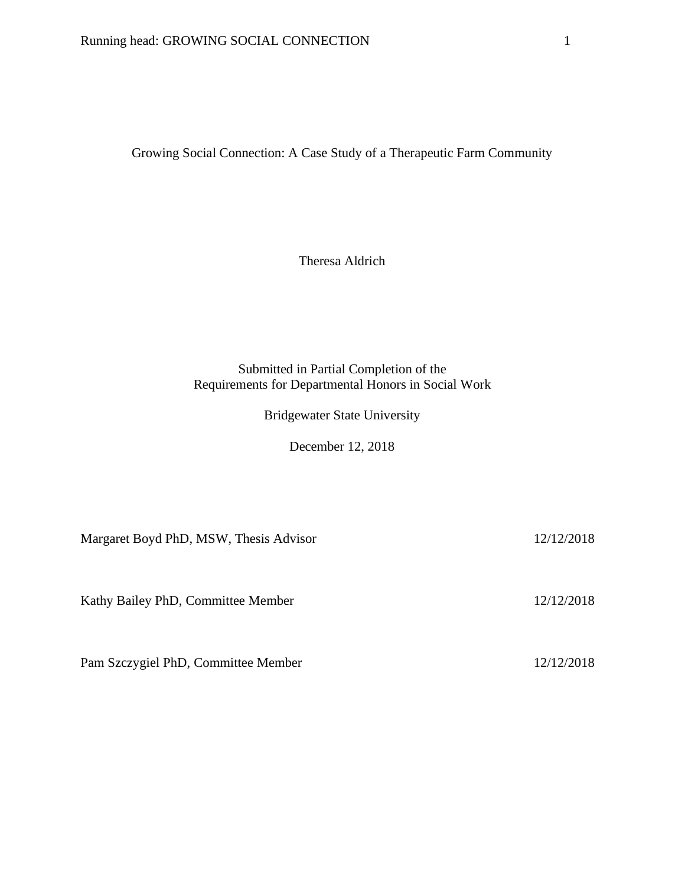# Growing Social Connection: A Case Study of a Therapeutic Farm Community

Theresa Aldrich

Submitted in Partial Completion of the
Requirements for Departmental Honors in Social Work

Bridgewater State University

December 12, 2018

Margaret Boyd PhD, MSW, Thesis Advisor 12/12/2018

Kathy Bailey PhD, Committee Member 12/12/2018

Pam Szczygiel PhD, Committee Member 12/12/2018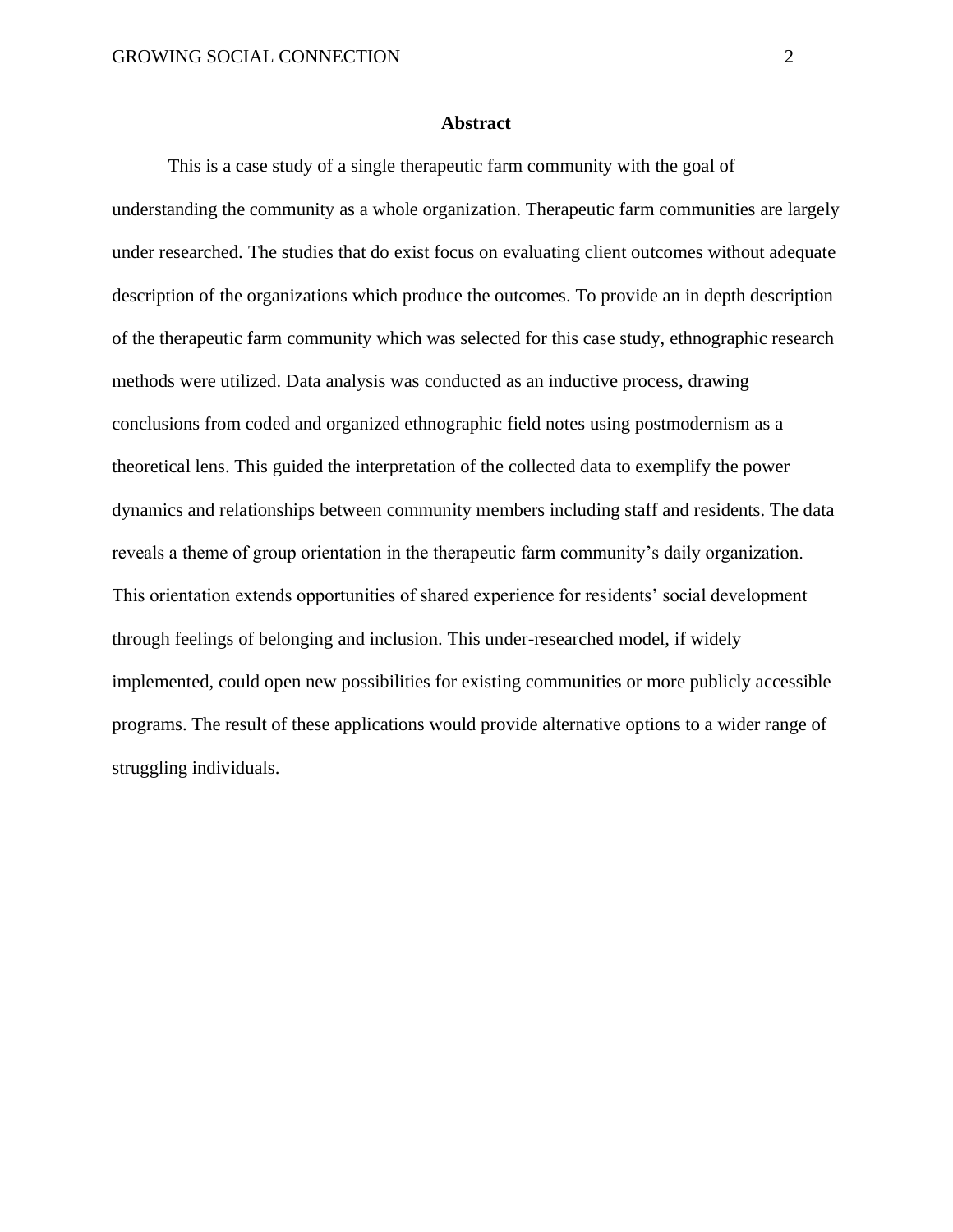# Abstract

This is a case study of a single therapeutic farm community with the goal of understanding the community as a whole organization. Therapeutic farm communities are largely under researched. The studies that do exist focus on evaluating client outcomes without adequate description of the organizations which produce the outcomes. To provide an in depth description of the therapeutic farm community which was selected for this case study, ethnographic research methods were utilized. Data analysis was conducted as an inductive process, drawing conclusions from coded and organized ethnographic field notes using postmodernism as a theoretical lens. This guided the interpretation of the collected data to exemplify the power dynamics and relationships between community members including staff and residents. The data reveals a theme of group orientation in the therapeutic farm community's daily organization. This orientation extends opportunities of shared experience for residents' social development through feelings of belonging and inclusion. This under-researched model, if widely implemented, could open new possibilities for existing communities or more publicly accessible programs. The result of these applications would provide alternative options to a wider range of struggling individuals.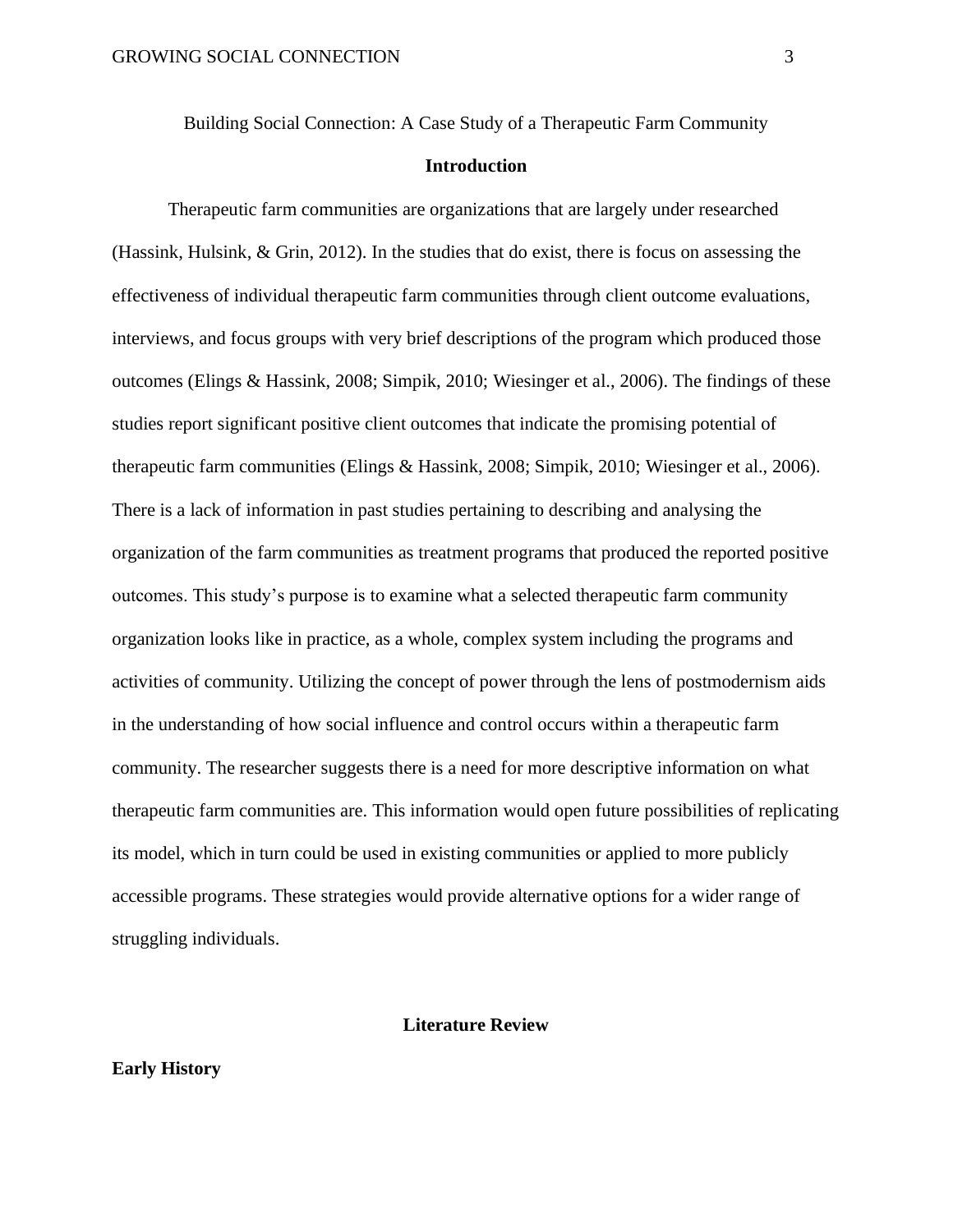Building Social Connection: A Case Study of a Therapeutic Farm Community

## Introduction

Therapeutic farm communities are organizations that are largely under researched (Hassink, Hulsink, & Grin, 2012). In the studies that do exist, there is focus on assessing the effectiveness of individual therapeutic farm communities through client outcome evaluations, interviews, and focus groups with very brief descriptions of the program which produced those outcomes (Elings & Hassink, 2008; Simpik, 2010; Wiesinger et al., 2006). The findings of these studies report significant positive client outcomes that indicate the promising potential of therapeutic farm communities (Elings & Hassink, 2008; Simpik, 2010; Wiesinger et al., 2006). There is a lack of information in past studies pertaining to describing and analysing the organization of the farm communities as treatment programs that produced the reported positive outcomes. This study's purpose is to examine what a selected therapeutic farm community organization looks like in practice, as a whole, complex system including the programs and activities of community. Utilizing the concept of power through the lens of postmodernism aids in the understanding of how social influence and control occurs within a therapeutic farm community. The researcher suggests there is a need for more descriptive information on what therapeutic farm communities are. This information would open future possibilities of replicating its model, which in turn could be used in existing communities or applied to more publicly accessible programs. These strategies would provide alternative options for a wider range of struggling individuals.

## Literature Review

### Early History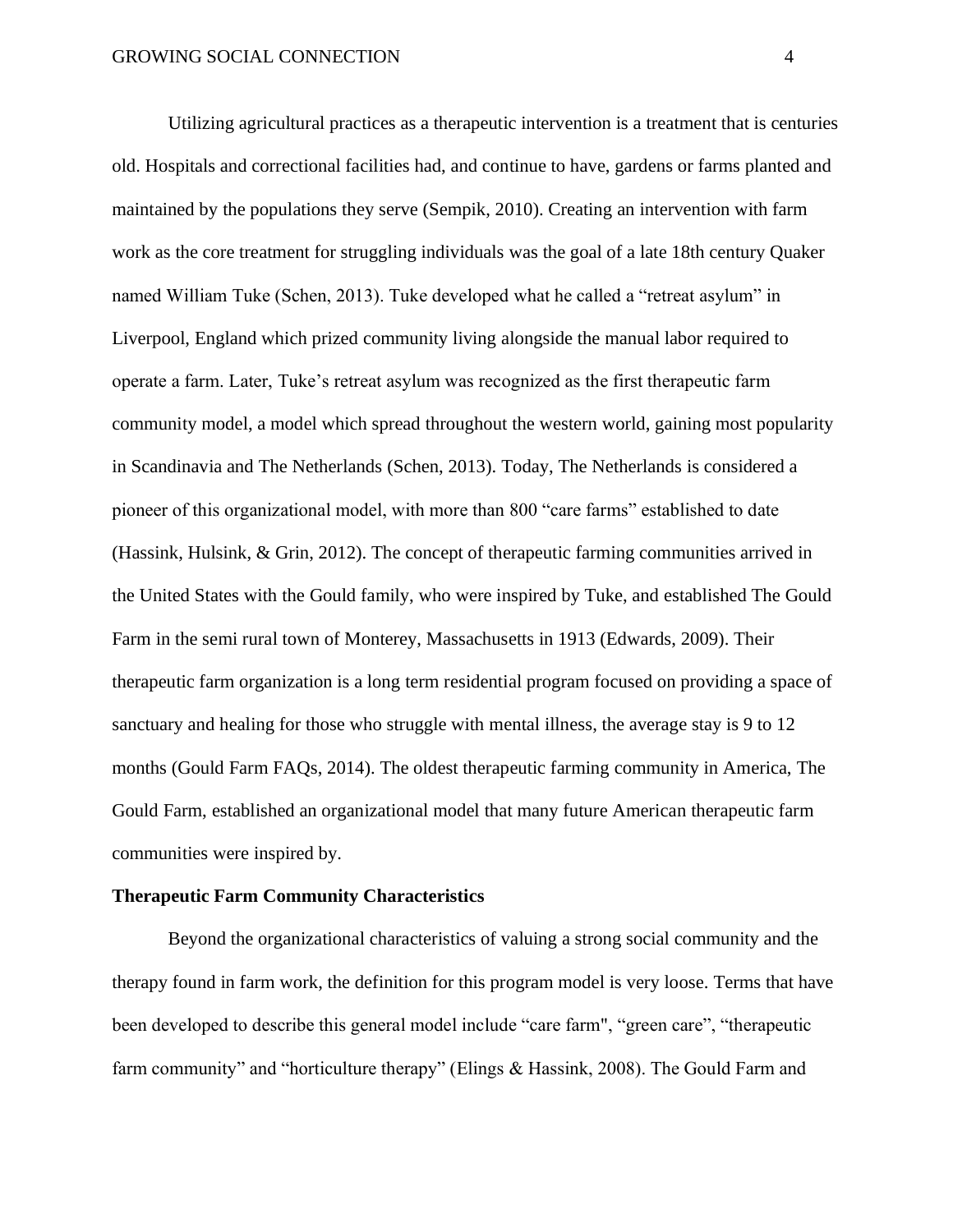Utilizing agricultural practices as a therapeutic intervention is a treatment that is centuries old. Hospitals and correctional facilities had, and continue to have, gardens or farms planted and maintained by the populations they serve (Sempik, 2010). Creating an intervention with farm work as the core treatment for struggling individuals was the goal of a late 18th century Quaker named William Tuke (Schen, 2013). Tuke developed what he called a "retreat asylum" in Liverpool, England which prized community living alongside the manual labor required to operate a farm. Later, Tuke's retreat asylum was recognized as the first therapeutic farm community model, a model which spread throughout the western world, gaining most popularity in Scandinavia and The Netherlands (Schen, 2013). Today, The Netherlands is considered a pioneer of this organizational model, with more than 800 "care farms" established to date (Hassink, Hulsink, & Grin, 2012). The concept of therapeutic farming communities arrived in the United States with the Gould family, who were inspired by Tuke, and established The Gould Farm in the semi rural town of Monterey, Massachusetts in 1913 (Edwards, 2009). Their therapeutic farm organization is a long term residential program focused on providing a space of sanctuary and healing for those who struggle with mental illness, the average stay is 9 to 12 months (Gould Farm FAQs, 2014). The oldest therapeutic farming community in America, The Gould Farm, established an organizational model that many future American therapeutic farm communities were inspired by.

**Therapeutic Farm Community Characteristics**

Beyond the organizational characteristics of valuing a strong social community and the therapy found in farm work, the definition for this program model is very loose. Terms that have been developed to describe this general model include "care farm", "green care", "therapeutic farm community" and "horticulture therapy" (Elings & Hassink, 2008). The Gould Farm and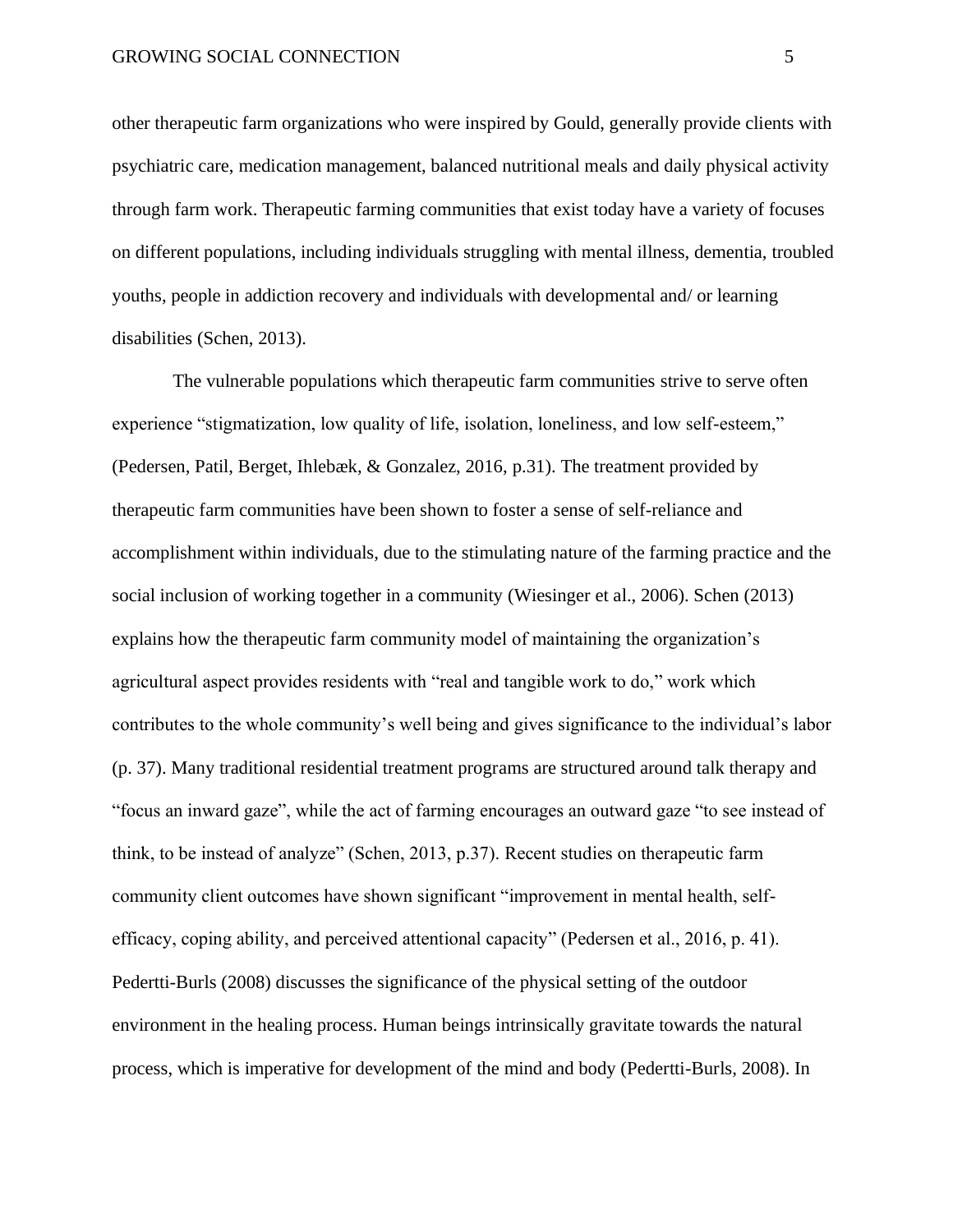other therapeutic farm organizations who were inspired by Gould, generally provide clients with psychiatric care, medication management, balanced nutritional meals and daily physical activity through farm work. Therapeutic farming communities that exist today have a variety of focuses on different populations, including individuals struggling with mental illness, dementia, troubled youths, people in addiction recovery and individuals with developmental and/ or learning disabilities (Schen, 2013).

The vulnerable populations which therapeutic farm communities strive to serve often experience "stigmatization, low quality of life, isolation, loneliness, and low self-esteem," (Pedersen, Patil, Berget, Ihlebæk, & Gonzalez, 2016, p.31). The treatment provided by therapeutic farm communities have been shown to foster a sense of self-reliance and accomplishment within individuals, due to the stimulating nature of the farming practice and the social inclusion of working together in a community (Wiesinger et al., 2006). Schen (2013) explains how the therapeutic farm community model of maintaining the organization's agricultural aspect provides residents with "real and tangible work to do," work which contributes to the whole community's well being and gives significance to the individual's labor (p. 37). Many traditional residential treatment programs are structured around talk therapy and "focus an inward gaze", while the act of farming encourages an outward gaze "to see instead of think, to be instead of analyze" (Schen, 2013, p.37). Recent studies on therapeutic farm community client outcomes have shown significant "improvement in mental health, self-efficacy, coping ability, and perceived attentional capacity" (Pedersen et al., 2016, p. 41). Pedertti-Burls (2008) discusses the significance of the physical setting of the outdoor environment in the healing process. Human beings intrinsically gravitate towards the natural process, which is imperative for development of the mind and body (Pedertti-Burls, 2008). In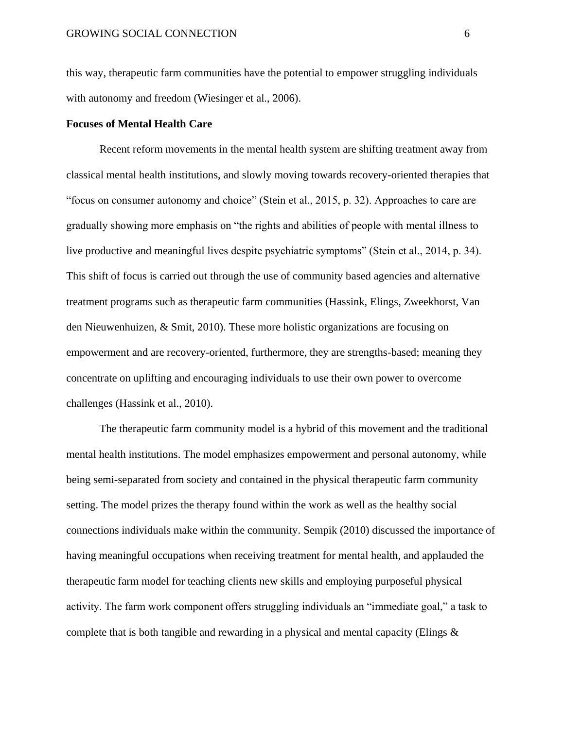this way, therapeutic farm communities have the potential to empower struggling individuals with autonomy and freedom (Wiesinger et al., 2006).

**Focuses of Mental Health Care**

Recent reform movements in the mental health system are shifting treatment away from classical mental health institutions, and slowly moving towards recovery-oriented therapies that "focus on consumer autonomy and choice" (Stein et al., 2015, p. 32). Approaches to care are gradually showing more emphasis on "the rights and abilities of people with mental illness to live productive and meaningful lives despite psychiatric symptoms" (Stein et al., 2014, p. 34). This shift of focus is carried out through the use of community based agencies and alternative treatment programs such as therapeutic farm communities (Hassink, Elings, Zweekhorst, Van den Nieuwenhuizen, & Smit, 2010). These more holistic organizations are focusing on empowerment and are recovery-oriented, furthermore, they are strengths-based; meaning they concentrate on uplifting and encouraging individuals to use their own power to overcome challenges (Hassink et al., 2010).

The therapeutic farm community model is a hybrid of this movement and the traditional mental health institutions. The model emphasizes empowerment and personal autonomy, while being semi-separated from society and contained in the physical therapeutic farm community setting. The model prizes the therapy found within the work as well as the healthy social connections individuals make within the community. Sempik (2010) discussed the importance of having meaningful occupations when receiving treatment for mental health, and applauded the therapeutic farm model for teaching clients new skills and employing purposeful physical activity. The farm work component offers struggling individuals an "immediate goal," a task to complete that is both tangible and rewarding in a physical and mental capacity (Elings &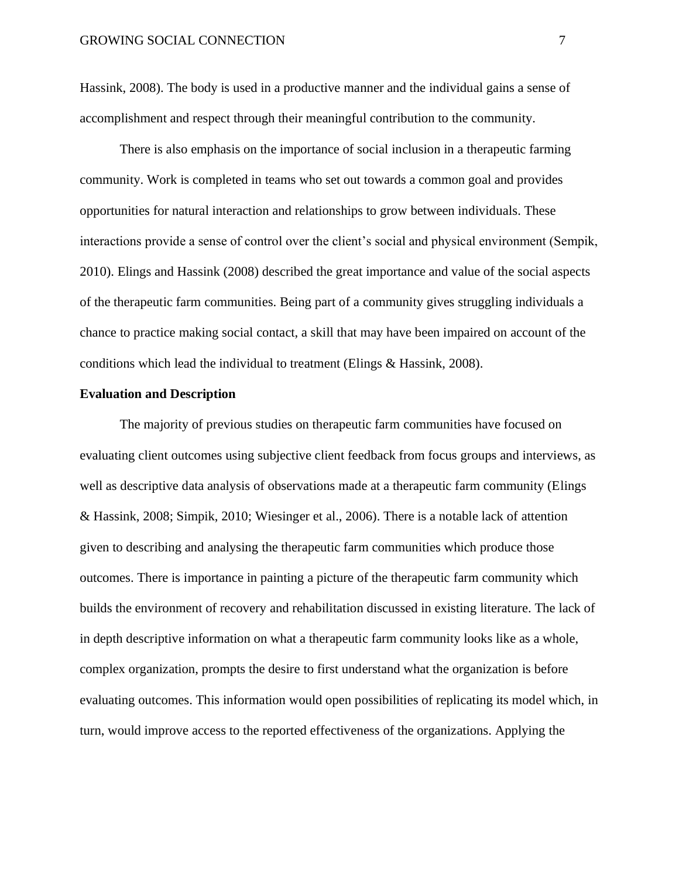Hassink, 2008). The body is used in a productive manner and the individual gains a sense of accomplishment and respect through their meaningful contribution to the community.

There is also emphasis on the importance of social inclusion in a therapeutic farming community. Work is completed in teams who set out towards a common goal and provides opportunities for natural interaction and relationships to grow between individuals. These interactions provide a sense of control over the client's social and physical environment (Sempik, 2010). Elings and Hassink (2008) described the great importance and value of the social aspects of the therapeutic farm communities. Being part of a community gives struggling individuals a chance to practice making social contact, a skill that may have been impaired on account of the conditions which lead the individual to treatment (Elings & Hassink, 2008).

**Evaluation and Description**

The majority of previous studies on therapeutic farm communities have focused on evaluating client outcomes using subjective client feedback from focus groups and interviews, as well as descriptive data analysis of observations made at a therapeutic farm community (Elings & Hassink, 2008; Simpik, 2010; Wiesinger et al., 2006). There is a notable lack of attention given to describing and analysing the therapeutic farm communities which produce those outcomes. There is importance in painting a picture of the therapeutic farm community which builds the environment of recovery and rehabilitation discussed in existing literature. The lack of in depth descriptive information on what a therapeutic farm community looks like as a whole, complex organization, prompts the desire to first understand what the organization is before evaluating outcomes. This information would open possibilities of replicating its model which, in turn, would improve access to the reported effectiveness of the organizations. Applying the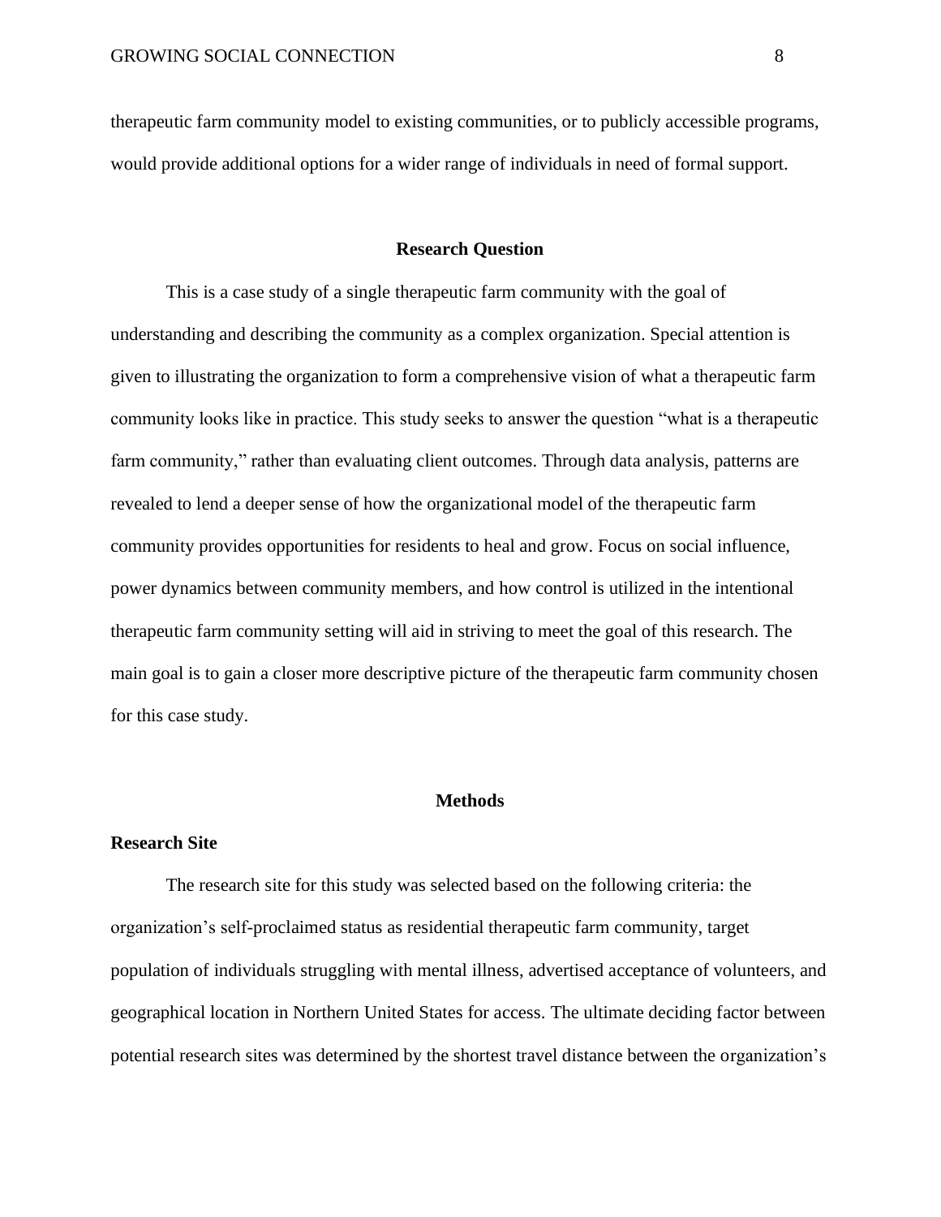therapeutic farm community model to existing communities, or to publicly accessible programs, would provide additional options for a wider range of individuals in need of formal support.

## Research Question

This is a case study of a single therapeutic farm community with the goal of understanding and describing the community as a complex organization. Special attention is given to illustrating the organization to form a comprehensive vision of what a therapeutic farm community looks like in practice. This study seeks to answer the question "what is a therapeutic farm community," rather than evaluating client outcomes. Through data analysis, patterns are revealed to lend a deeper sense of how the organizational model of the therapeutic farm community provides opportunities for residents to heal and grow. Focus on social influence, power dynamics between community members, and how control is utilized in the intentional therapeutic farm community setting will aid in striving to meet the goal of this research. The main goal is to gain a closer more descriptive picture of the therapeutic farm community chosen for this case study.

## Methods

### Research Site

The research site for this study was selected based on the following criteria: the organization's self-proclaimed status as residential therapeutic farm community, target population of individuals struggling with mental illness, advertised acceptance of volunteers, and geographical location in Northern United States for access. The ultimate deciding factor between potential research sites was determined by the shortest travel distance between the organization's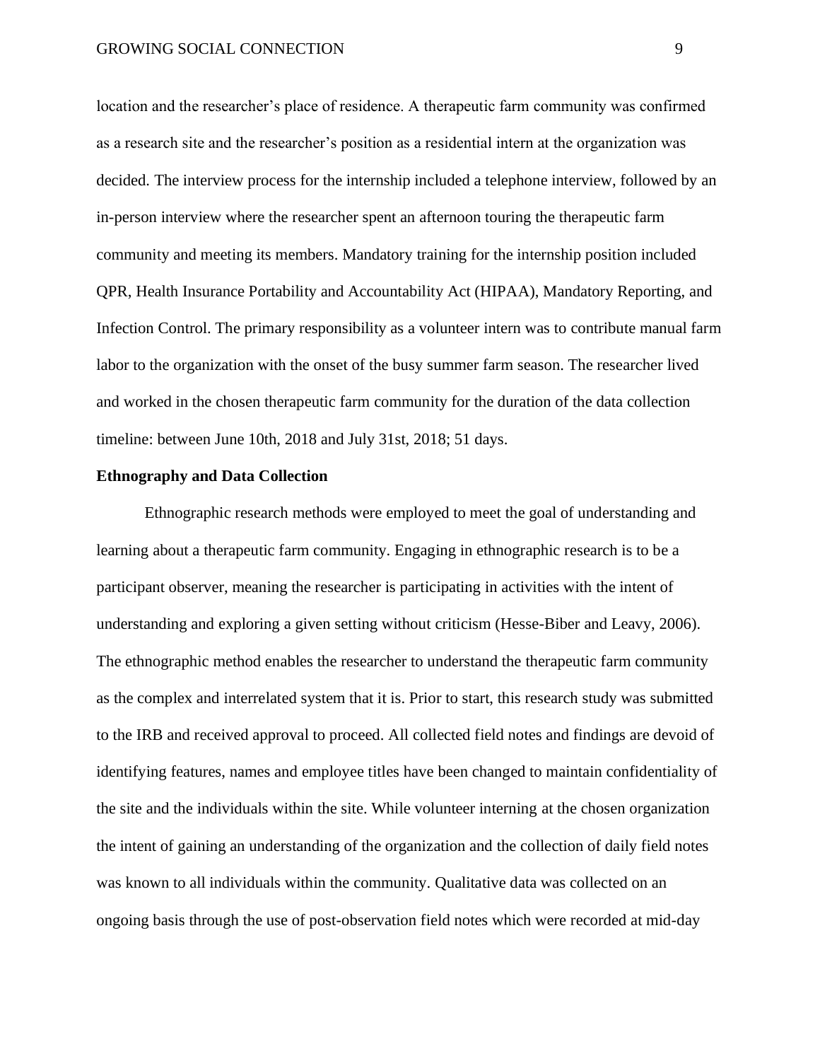location and the researcher's place of residence. A therapeutic farm community was confirmed as a research site and the researcher's position as a residential intern at the organization was decided. The interview process for the internship included a telephone interview, followed by an in-person interview where the researcher spent an afternoon touring the therapeutic farm community and meeting its members. Mandatory training for the internship position included QPR, Health Insurance Portability and Accountability Act (HIPAA), Mandatory Reporting, and Infection Control. The primary responsibility as a volunteer intern was to contribute manual farm labor to the organization with the onset of the busy summer farm season. The researcher lived and worked in the chosen therapeutic farm community for the duration of the data collection timeline: between June 10th, 2018 and July 31st, 2018; 51 days.

**Ethnography and Data Collection**

Ethnographic research methods were employed to meet the goal of understanding and learning about a therapeutic farm community. Engaging in ethnographic research is to be a participant observer, meaning the researcher is participating in activities with the intent of understanding and exploring a given setting without criticism (Hesse-Biber and Leavy, 2006). The ethnographic method enables the researcher to understand the therapeutic farm community as the complex and interrelated system that it is. Prior to start, this research study was submitted to the IRB and received approval to proceed. All collected field notes and findings are devoid of identifying features, names and employee titles have been changed to maintain confidentiality of the site and the individuals within the site. While volunteer interning at the chosen organization the intent of gaining an understanding of the organization and the collection of daily field notes was known to all individuals within the community. Qualitative data was collected on an ongoing basis through the use of post-observation field notes which were recorded at mid-day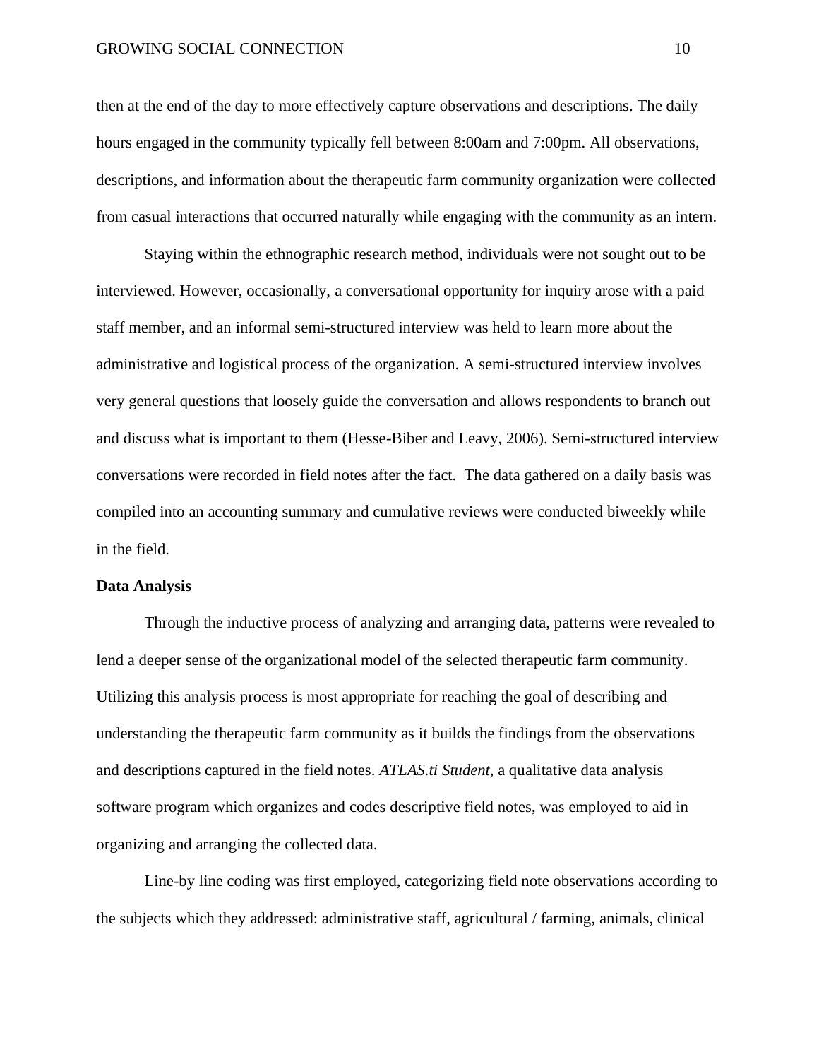then at the end of the day to more effectively capture observations and descriptions. The daily hours engaged in the community typically fell between 8:00am and 7:00pm. All observations, descriptions, and information about the therapeutic farm community organization were collected from casual interactions that occurred naturally while engaging with the community as an intern.

Staying within the ethnographic research method, individuals were not sought out to be interviewed. However, occasionally, a conversational opportunity for inquiry arose with a paid staff member, and an informal semi-structured interview was held to learn more about the administrative and logistical process of the organization. A semi-structured interview involves very general questions that loosely guide the conversation and allows respondents to branch out and discuss what is important to them (Hesse-Biber and Leavy, 2006). Semi-structured interview conversations were recorded in field notes after the fact. The data gathered on a daily basis was compiled into an accounting summary and cumulative reviews were conducted biweekly while in the field.

**Data Analysis**

Through the inductive process of analyzing and arranging data, patterns were revealed to lend a deeper sense of the organizational model of the selected therapeutic farm community. Utilizing this analysis process is most appropriate for reaching the goal of describing and understanding the therapeutic farm community as it builds the findings from the observations and descriptions captured in the field notes. *ATLAS.ti Student*, a qualitative data analysis software program which organizes and codes descriptive field notes, was employed to aid in organizing and arranging the collected data.

Line-by line coding was first employed, categorizing field note observations according to the subjects which they addressed: administrative staff, agricultural / farming, animals, clinical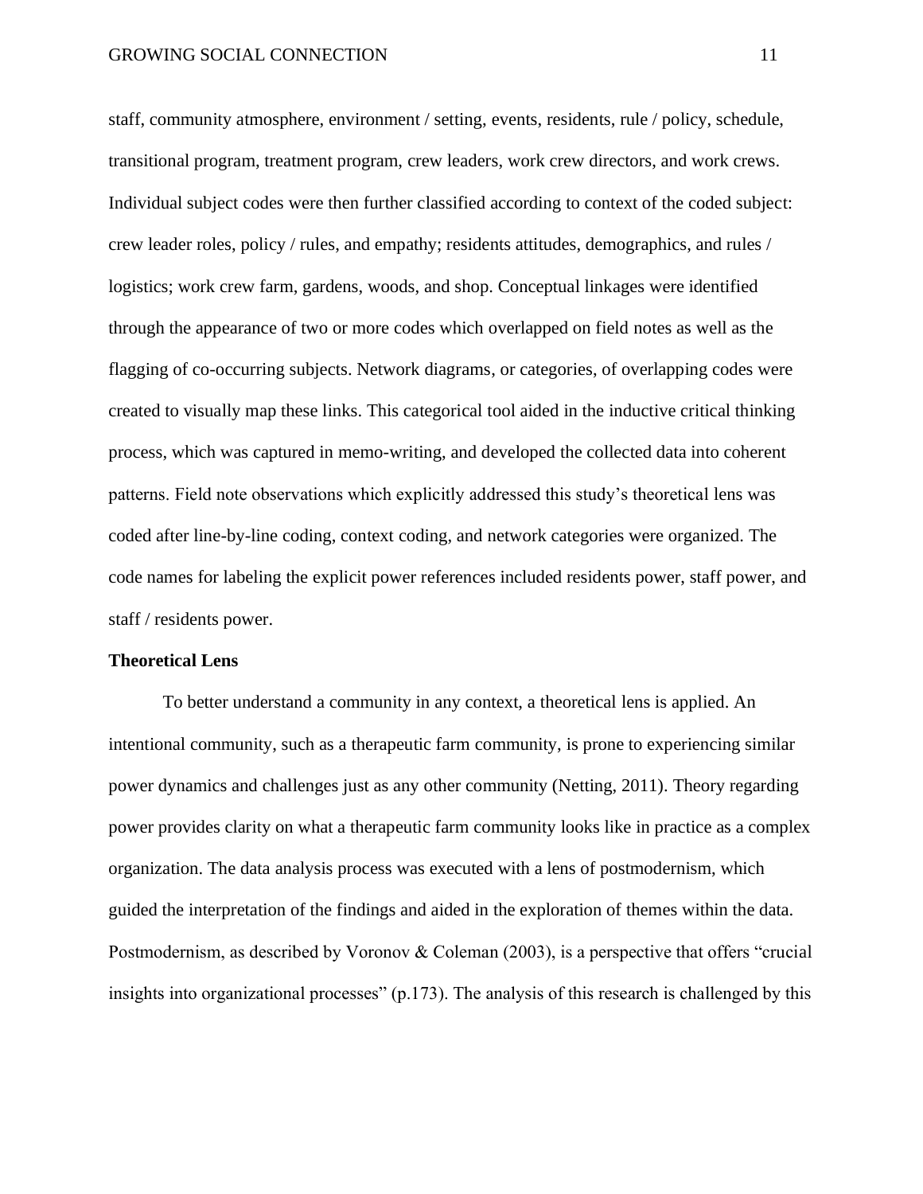staff, community atmosphere, environment / setting, events, residents, rule / policy, schedule, transitional program, treatment program, crew leaders, work crew directors, and work crews. Individual subject codes were then further classified according to context of the coded subject: crew leader roles, policy / rules, and empathy; residents attitudes, demographics, and rules / logistics; work crew farm, gardens, woods, and shop. Conceptual linkages were identified through the appearance of two or more codes which overlapped on field notes as well as the flagging of co-occurring subjects. Network diagrams, or categories, of overlapping codes were created to visually map these links. This categorical tool aided in the inductive critical thinking process, which was captured in memo-writing, and developed the collected data into coherent patterns. Field note observations which explicitly addressed this study's theoretical lens was coded after line-by-line coding, context coding, and network categories were organized. The code names for labeling the explicit power references included residents power, staff power, and staff / residents power.

**Theoretical Lens**

To better understand a community in any context, a theoretical lens is applied. An intentional community, such as a therapeutic farm community, is prone to experiencing similar power dynamics and challenges just as any other community (Netting, 2011). Theory regarding power provides clarity on what a therapeutic farm community looks like in practice as a complex organization. The data analysis process was executed with a lens of postmodernism, which guided the interpretation of the findings and aided in the exploration of themes within the data. Postmodernism, as described by Voronov & Coleman (2003), is a perspective that offers "crucial insights into organizational processes" (p.173). The analysis of this research is challenged by this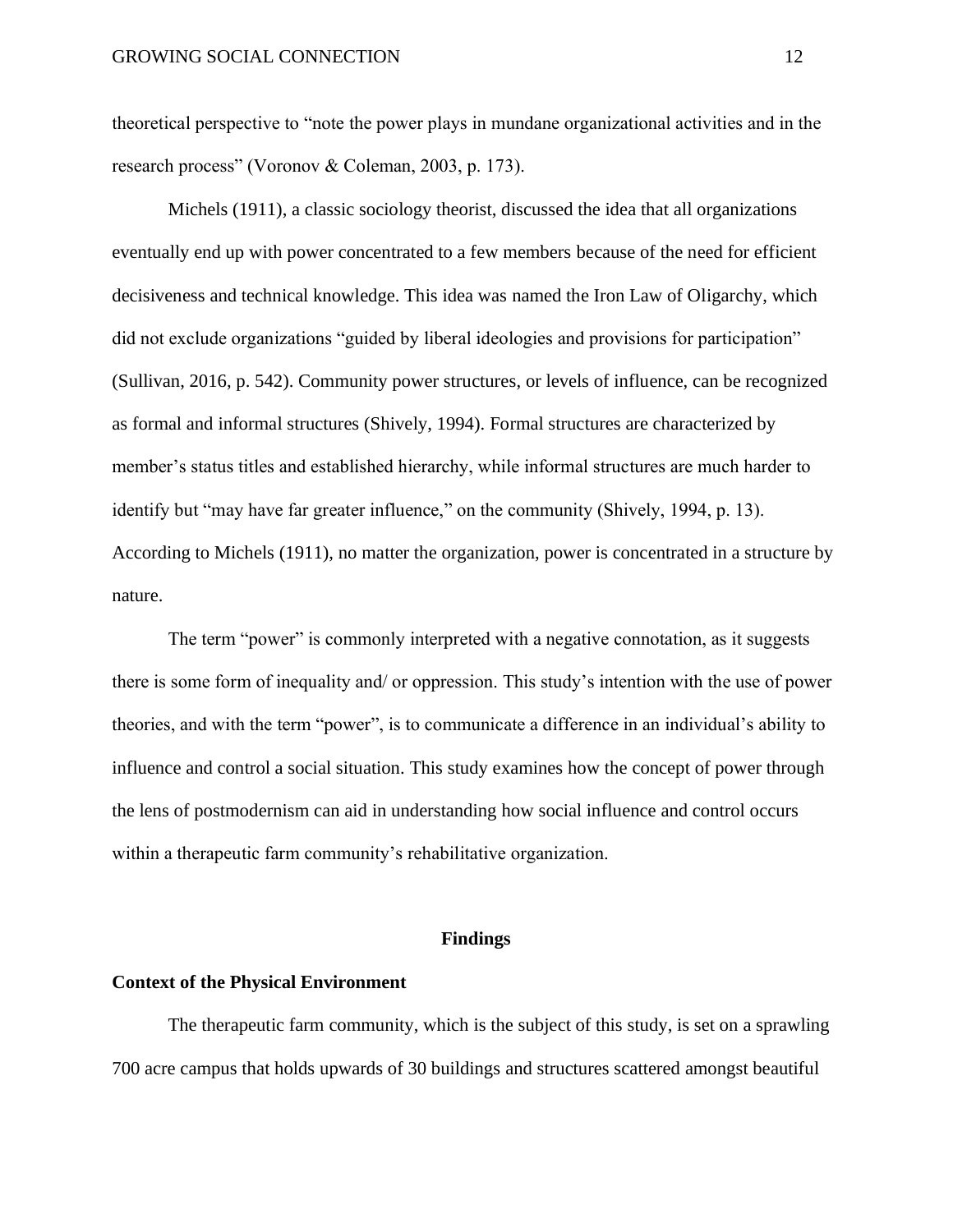theoretical perspective to "note the power plays in mundane organizational activities and in the research process" (Voronov & Coleman, 2003, p. 173).

Michels (1911), a classic sociology theorist, discussed the idea that all organizations eventually end up with power concentrated to a few members because of the need for efficient decisiveness and technical knowledge. This idea was named the Iron Law of Oligarchy, which did not exclude organizations "guided by liberal ideologies and provisions for participation" (Sullivan, 2016, p. 542). Community power structures, or levels of influence, can be recognized as formal and informal structures (Shively, 1994). Formal structures are characterized by member's status titles and established hierarchy, while informal structures are much harder to identify but "may have far greater influence," on the community (Shively, 1994, p. 13). According to Michels (1911), no matter the organization, power is concentrated in a structure by nature.

The term "power" is commonly interpreted with a negative connotation, as it suggests there is some form of inequality and/ or oppression. This study's intention with the use of power theories, and with the term "power", is to communicate a difference in an individual's ability to influence and control a social situation. This study examines how the concept of power through the lens of postmodernism can aid in understanding how social influence and control occurs within a therapeutic farm community's rehabilitative organization.

## Findings

### Context of the Physical Environment

The therapeutic farm community, which is the subject of this study, is set on a sprawling 700 acre campus that holds upwards of 30 buildings and structures scattered amongst beautiful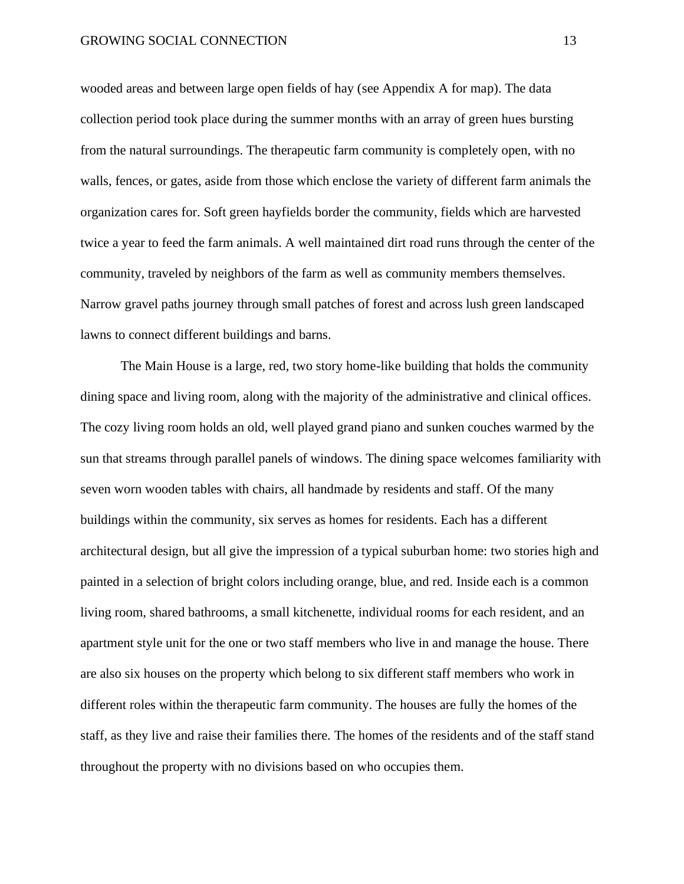wooded areas and between large open fields of hay (see Appendix A for map). The data collection period took place during the summer months with an array of green hues bursting from the natural surroundings. The therapeutic farm community is completely open, with no walls, fences, or gates, aside from those which enclose the variety of different farm animals the organization cares for. Soft green hayfields border the community, fields which are harvested twice a year to feed the farm animals. A well maintained dirt road runs through the center of the community, traveled by neighbors of the farm as well as community members themselves. Narrow gravel paths journey through small patches of forest and across lush green landscaped lawns to connect different buildings and barns.

The Main House is a large, red, two story home-like building that holds the community dining space and living room, along with the majority of the administrative and clinical offices. The cozy living room holds an old, well played grand piano and sunken couches warmed by the sun that streams through parallel panels of windows. The dining space welcomes familiarity with seven worn wooden tables with chairs, all handmade by residents and staff. Of the many buildings within the community, six serves as homes for residents. Each has a different architectural design, but all give the impression of a typical suburban home: two stories high and painted in a selection of bright colors including orange, blue, and red. Inside each is a common living room, shared bathrooms, a small kitchenette, individual rooms for each resident, and an apartment style unit for the one or two staff members who live in and manage the house. There are also six houses on the property which belong to six different staff members who work in different roles within the therapeutic farm community. The houses are fully the homes of the staff, as they live and raise their families there. The homes of the residents and of the staff stand throughout the property with no divisions based on who occupies them.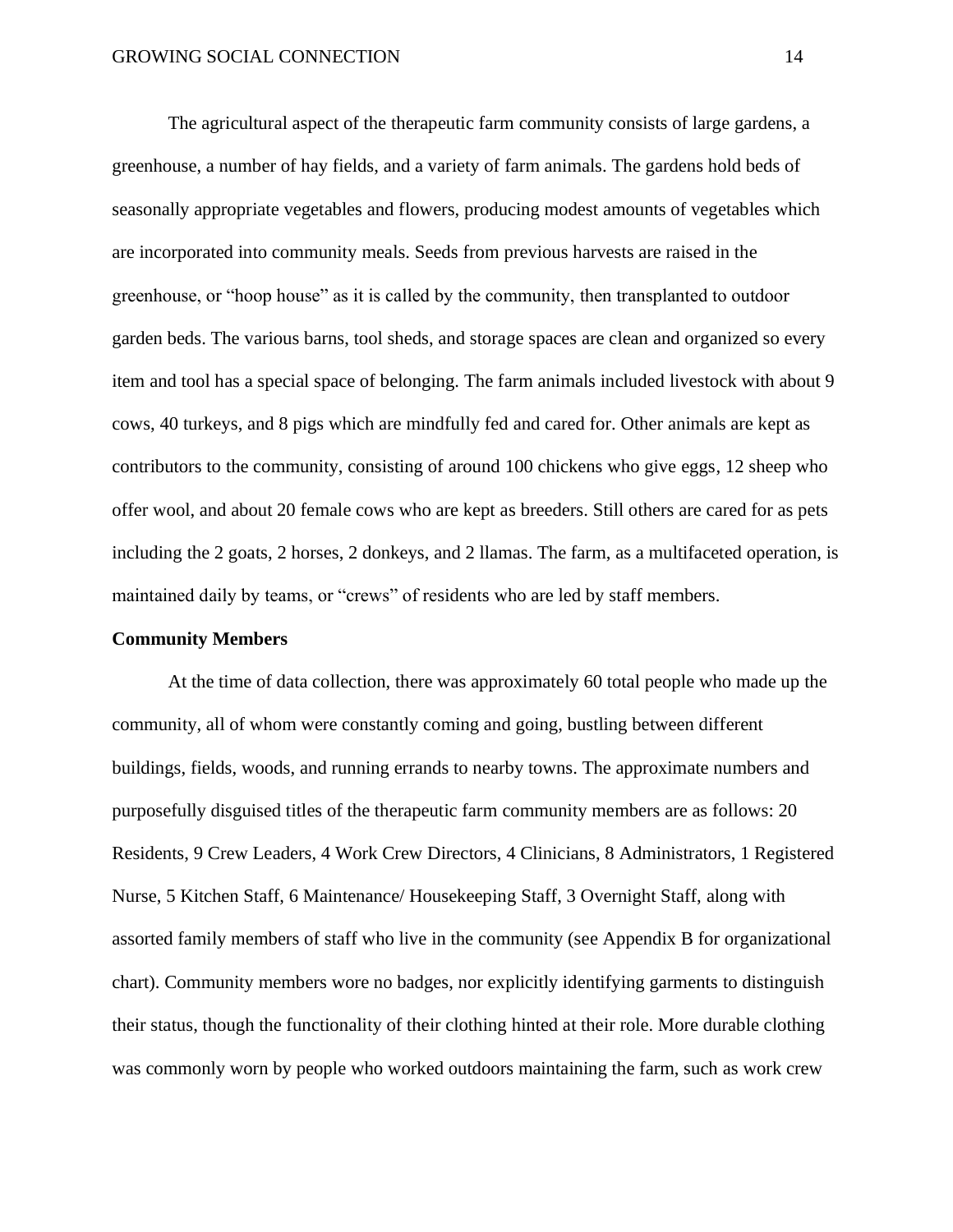The agricultural aspect of the therapeutic farm community consists of large gardens, a greenhouse, a number of hay fields, and a variety of farm animals. The gardens hold beds of seasonally appropriate vegetables and flowers, producing modest amounts of vegetables which are incorporated into community meals. Seeds from previous harvests are raised in the greenhouse, or "hoop house" as it is called by the community, then transplanted to outdoor garden beds. The various barns, tool sheds, and storage spaces are clean and organized so every item and tool has a special space of belonging. The farm animals included livestock with about 9 cows, 40 turkeys, and 8 pigs which are mindfully fed and cared for. Other animals are kept as contributors to the community, consisting of around 100 chickens who give eggs, 12 sheep who offer wool, and about 20 female cows who are kept as breeders. Still others are cared for as pets including the 2 goats, 2 horses, 2 donkeys, and 2 llamas. The farm, as a multifaceted operation, is maintained daily by teams, or "crews" of residents who are led by staff members.

**Community Members**

At the time of data collection, there was approximately 60 total people who made up the community, all of whom were constantly coming and going, bustling between different buildings, fields, woods, and running errands to nearby towns. The approximate numbers and purposefully disguised titles of the therapeutic farm community members are as follows: 20 Residents, 9 Crew Leaders, 4 Work Crew Directors, 4 Clinicians, 8 Administrators, 1 Registered Nurse, 5 Kitchen Staff, 6 Maintenance/ Housekeeping Staff, 3 Overnight Staff, along with assorted family members of staff who live in the community (see Appendix B for organizational chart). Community members wore no badges, nor explicitly identifying garments to distinguish their status, though the functionality of their clothing hinted at their role. More durable clothing was commonly worn by people who worked outdoors maintaining the farm, such as work crew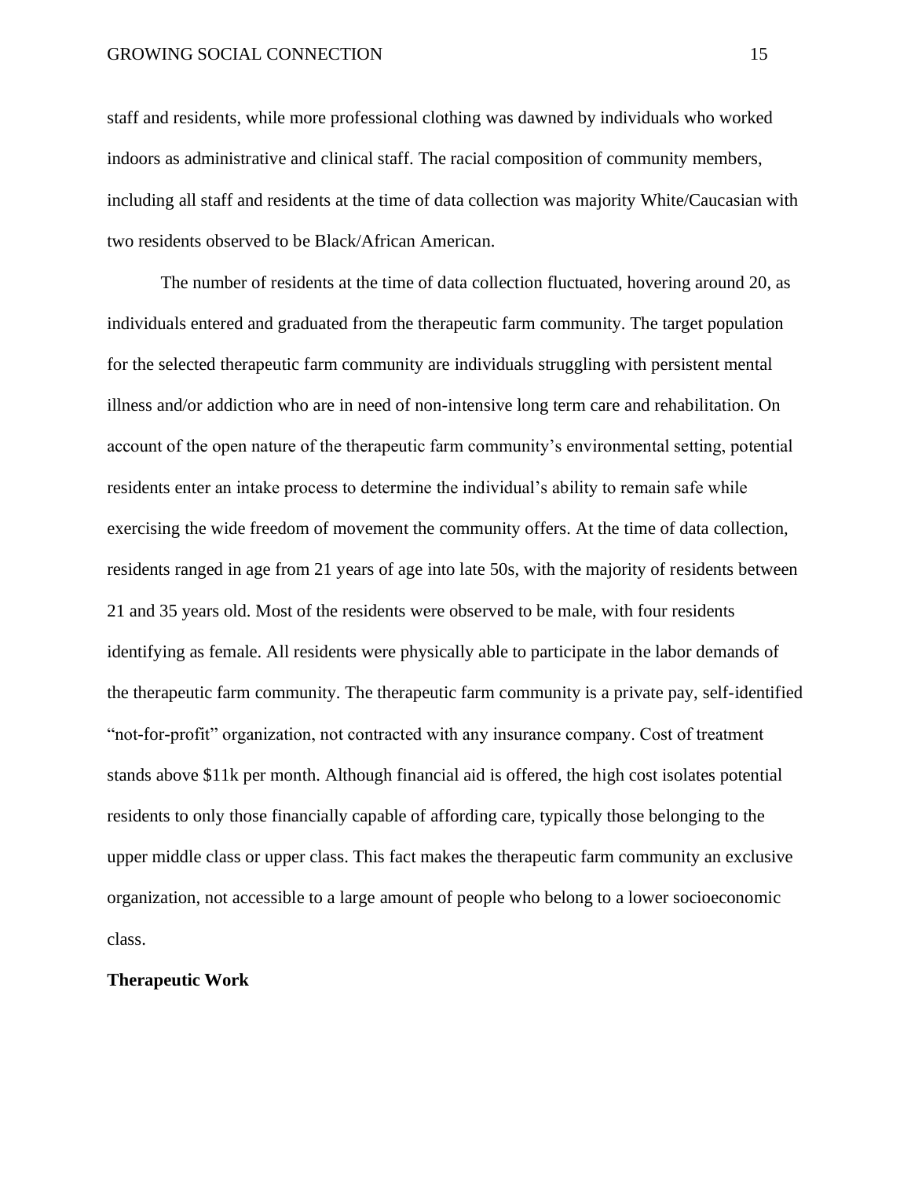staff and residents, while more professional clothing was dawned by individuals who worked indoors as administrative and clinical staff. The racial composition of community members, including all staff and residents at the time of data collection was majority White/Caucasian with two residents observed to be Black/African American.

The number of residents at the time of data collection fluctuated, hovering around 20, as individuals entered and graduated from the therapeutic farm community. The target population for the selected therapeutic farm community are individuals struggling with persistent mental illness and/or addiction who are in need of non-intensive long term care and rehabilitation. On account of the open nature of the therapeutic farm community's environmental setting, potential residents enter an intake process to determine the individual's ability to remain safe while exercising the wide freedom of movement the community offers. At the time of data collection, residents ranged in age from 21 years of age into late 50s, with the majority of residents between 21 and 35 years old. Most of the residents were observed to be male, with four residents identifying as female. All residents were physically able to participate in the labor demands of the therapeutic farm community. The therapeutic farm community is a private pay, self-identified "not-for-profit" organization, not contracted with any insurance company. Cost of treatment stands above $11k per month. Although financial aid is offered, the high cost isolates potential residents to only those financially capable of affording care, typically those belonging to the upper middle class or upper class. This fact makes the therapeutic farm community an exclusive organization, not accessible to a large amount of people who belong to a lower socioeconomic class.

**Therapeutic Work**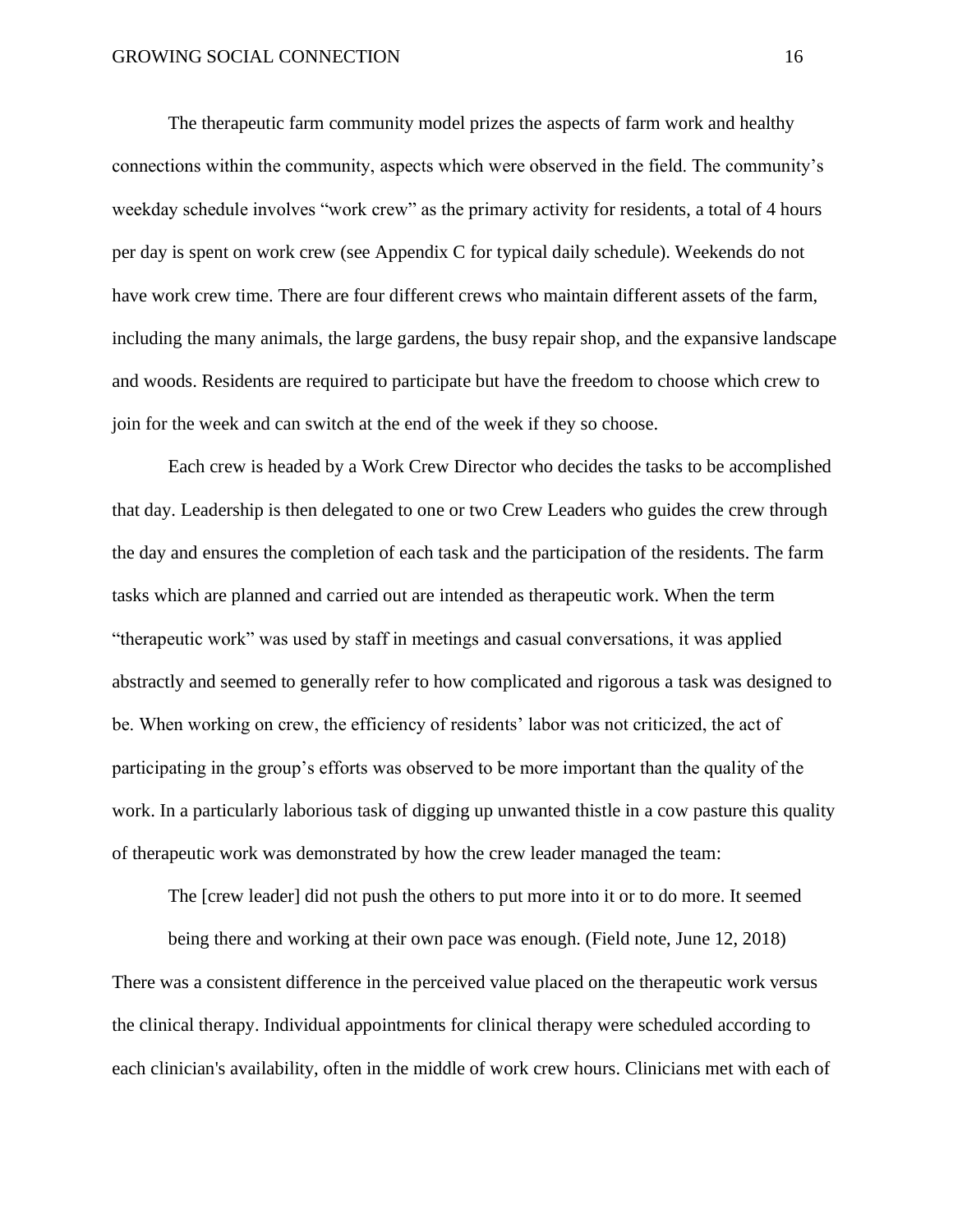The therapeutic farm community model prizes the aspects of farm work and healthy connections within the community, aspects which were observed in the field. The community's weekday schedule involves "work crew" as the primary activity for residents, a total of 4 hours per day is spent on work crew (see Appendix C for typical daily schedule). Weekends do not have work crew time. There are four different crews who maintain different assets of the farm, including the many animals, the large gardens, the busy repair shop, and the expansive landscape and woods. Residents are required to participate but have the freedom to choose which crew to join for the week and can switch at the end of the week if they so choose.

Each crew is headed by a Work Crew Director who decides the tasks to be accomplished that day. Leadership is then delegated to one or two Crew Leaders who guides the crew through the day and ensures the completion of each task and the participation of the residents. The farm tasks which are planned and carried out are intended as therapeutic work. When the term "therapeutic work" was used by staff in meetings and casual conversations, it was applied abstractly and seemed to generally refer to how complicated and rigorous a task was designed to be. When working on crew, the efficiency of residents' labor was not criticized, the act of participating in the group's efforts was observed to be more important than the quality of the work. In a particularly laborious task of digging up unwanted thistle in a cow pasture this quality of therapeutic work was demonstrated by how the crew leader managed the team:

> The [crew leader] did not push the others to put more into it or to do more. It seemed being there and working at their own pace was enough. (Field note, June 12, 2018)

There was a consistent difference in the perceived value placed on the therapeutic work versus the clinical therapy. Individual appointments for clinical therapy were scheduled according to each clinician's availability, often in the middle of work crew hours. Clinicians met with each of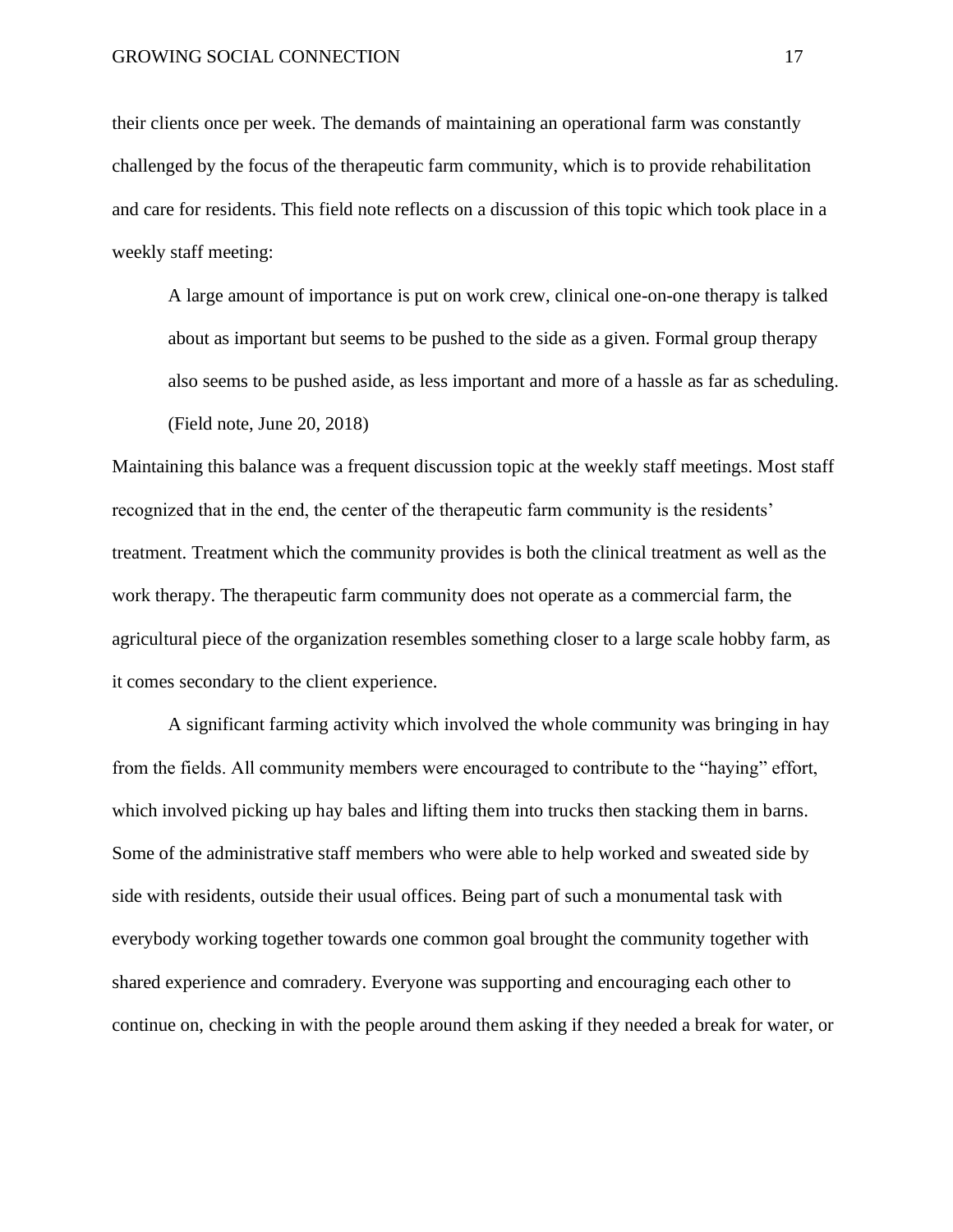their clients once per week. The demands of maintaining an operational farm was constantly challenged by the focus of the therapeutic farm community, which is to provide rehabilitation and care for residents. This field note reflects on a discussion of this topic which took place in a weekly staff meeting:

> A large amount of importance is put on work crew, clinical one-on-one therapy is talked about as important but seems to be pushed to the side as a given. Formal group therapy also seems to be pushed aside, as less important and more of a hassle as far as scheduling. (Field note, June 20, 2018)

Maintaining this balance was a frequent discussion topic at the weekly staff meetings. Most staff recognized that in the end, the center of the therapeutic farm community is the residents' treatment. Treatment which the community provides is both the clinical treatment as well as the work therapy. The therapeutic farm community does not operate as a commercial farm, the agricultural piece of the organization resembles something closer to a large scale hobby farm, as it comes secondary to the client experience.

A significant farming activity which involved the whole community was bringing in hay from the fields. All community members were encouraged to contribute to the "haying" effort, which involved picking up hay bales and lifting them into trucks then stacking them in barns. Some of the administrative staff members who were able to help worked and sweated side by side with residents, outside their usual offices. Being part of such a monumental task with everybody working together towards one common goal brought the community together with shared experience and comradery. Everyone was supporting and encouraging each other to continue on, checking in with the people around them asking if they needed a break for water, or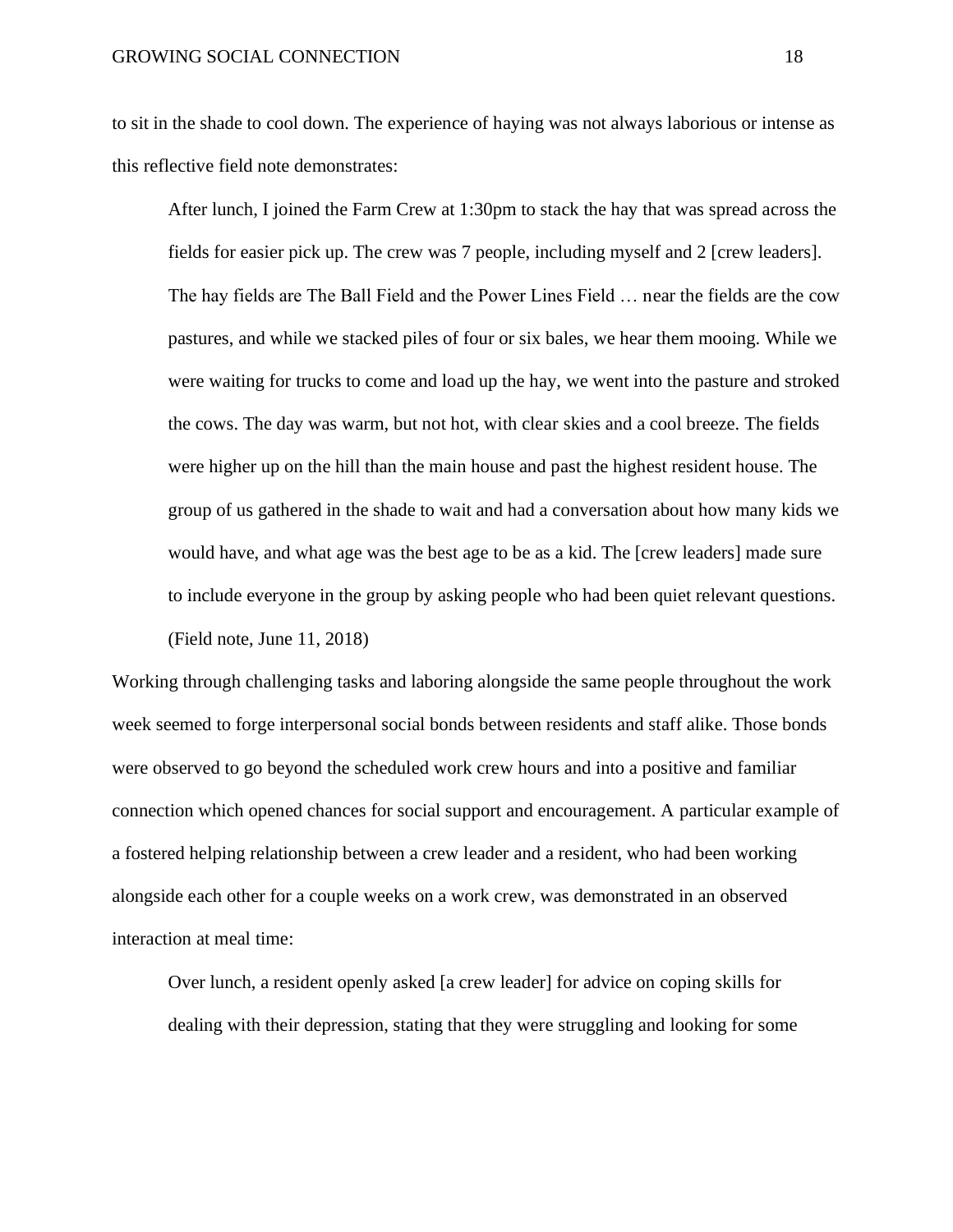to sit in the shade to cool down. The experience of haying was not always laborious or intense as this reflective field note demonstrates:

> After lunch, I joined the Farm Crew at 1:30pm to stack the hay that was spread across the fields for easier pick up. The crew was 7 people, including myself and 2 [crew leaders]. The hay fields are The Ball Field and the Power Lines Field … near the fields are the cow pastures, and while we stacked piles of four or six bales, we hear them mooing. While we were waiting for trucks to come and load up the hay, we went into the pasture and stroked the cows. The day was warm, but not hot, with clear skies and a cool breeze. The fields were higher up on the hill than the main house and past the highest resident house. The group of us gathered in the shade to wait and had a conversation about how many kids we would have, and what age was the best age to be as a kid. The [crew leaders] made sure to include everyone in the group by asking people who had been quiet relevant questions. (Field note, June 11, 2018)

Working through challenging tasks and laboring alongside the same people throughout the work week seemed to forge interpersonal social bonds between residents and staff alike. Those bonds were observed to go beyond the scheduled work crew hours and into a positive and familiar connection which opened chances for social support and encouragement. A particular example of a fostered helping relationship between a crew leader and a resident, who had been working alongside each other for a couple weeks on a work crew, was demonstrated in an observed interaction at meal time:

> Over lunch, a resident openly asked [a crew leader] for advice on coping skills for dealing with their depression, stating that they were struggling and looking for some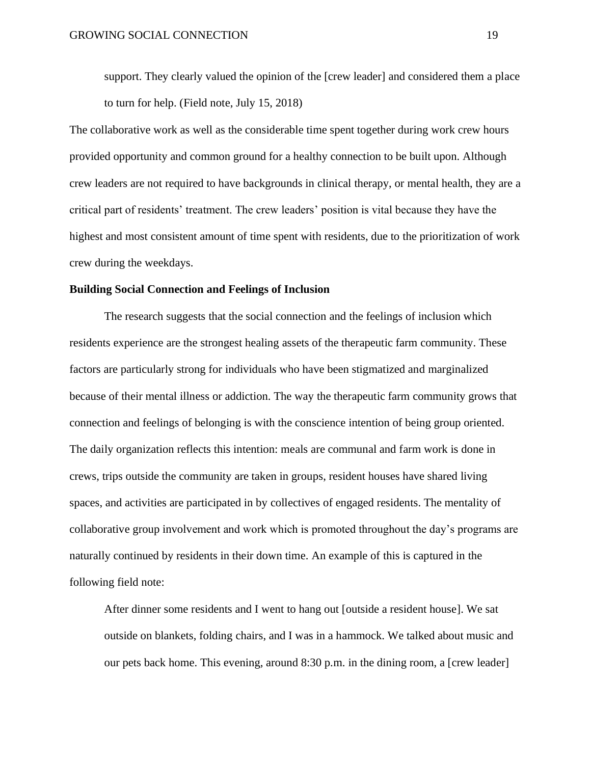> support. They clearly valued the opinion of the [crew leader] and considered them a place to turn for help. (Field note, July 15, 2018)

The collaborative work as well as the considerable time spent together during work crew hours provided opportunity and common ground for a healthy connection to be built upon. Although crew leaders are not required to have backgrounds in clinical therapy, or mental health, they are a critical part of residents' treatment. The crew leaders' position is vital because they have the highest and most consistent amount of time spent with residents, due to the prioritization of work crew during the weekdays.

**Building Social Connection and Feelings of Inclusion**

The research suggests that the social connection and the feelings of inclusion which residents experience are the strongest healing assets of the therapeutic farm community. These factors are particularly strong for individuals who have been stigmatized and marginalized because of their mental illness or addiction. The way the therapeutic farm community grows that connection and feelings of belonging is with the conscience intention of being group oriented. The daily organization reflects this intention: meals are communal and farm work is done in crews, trips outside the community are taken in groups, resident houses have shared living spaces, and activities are participated in by collectives of engaged residents. The mentality of collaborative group involvement and work which is promoted throughout the day's programs are naturally continued by residents in their down time. An example of this is captured in the following field note:

> After dinner some residents and I went to hang out [outside a resident house]. We sat outside on blankets, folding chairs, and I was in a hammock. We talked about music and our pets back home. This evening, around 8:30 p.m. in the dining room, a [crew leader]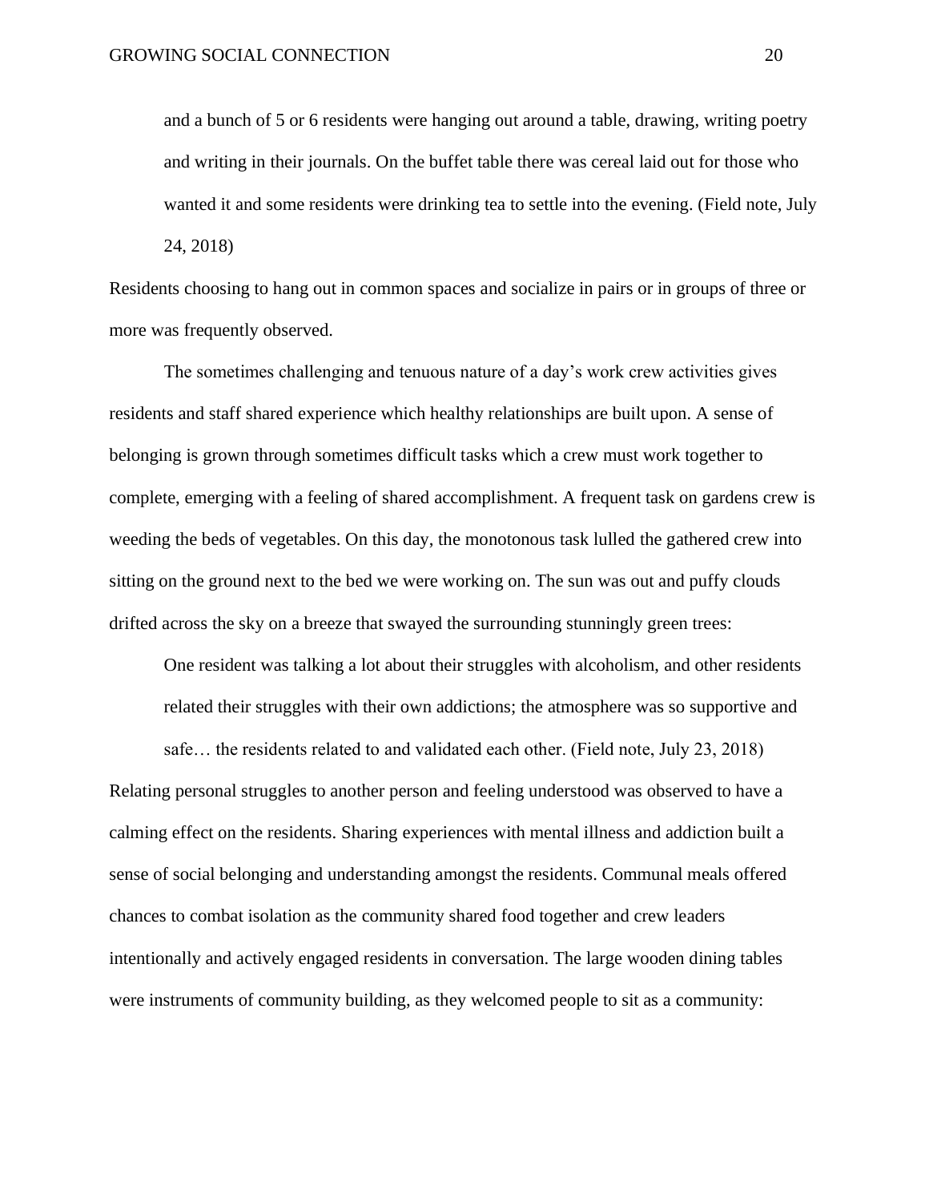> and a bunch of 5 or 6 residents were hanging out around a table, drawing, writing poetry and writing in their journals. On the buffet table there was cereal laid out for those who wanted it and some residents were drinking tea to settle into the evening. (Field note, July 24, 2018)

Residents choosing to hang out in common spaces and socialize in pairs or in groups of three or more was frequently observed.

The sometimes challenging and tenuous nature of a day's work crew activities gives residents and staff shared experience which healthy relationships are built upon. A sense of belonging is grown through sometimes difficult tasks which a crew must work together to complete, emerging with a feeling of shared accomplishment. A frequent task on gardens crew is weeding the beds of vegetables. On this day, the monotonous task lulled the gathered crew into sitting on the ground next to the bed we were working on. The sun was out and puffy clouds drifted across the sky on a breeze that swayed the surrounding stunningly green trees:

> One resident was talking a lot about their struggles with alcoholism, and other residents related their struggles with their own addictions; the atmosphere was so supportive and safe… the residents related to and validated each other. (Field note, July 23, 2018)

Relating personal struggles to another person and feeling understood was observed to have a calming effect on the residents. Sharing experiences with mental illness and addiction built a sense of social belonging and understanding amongst the residents. Communal meals offered chances to combat isolation as the community shared food together and crew leaders intentionally and actively engaged residents in conversation. The large wooden dining tables were instruments of community building, as they welcomed people to sit as a community: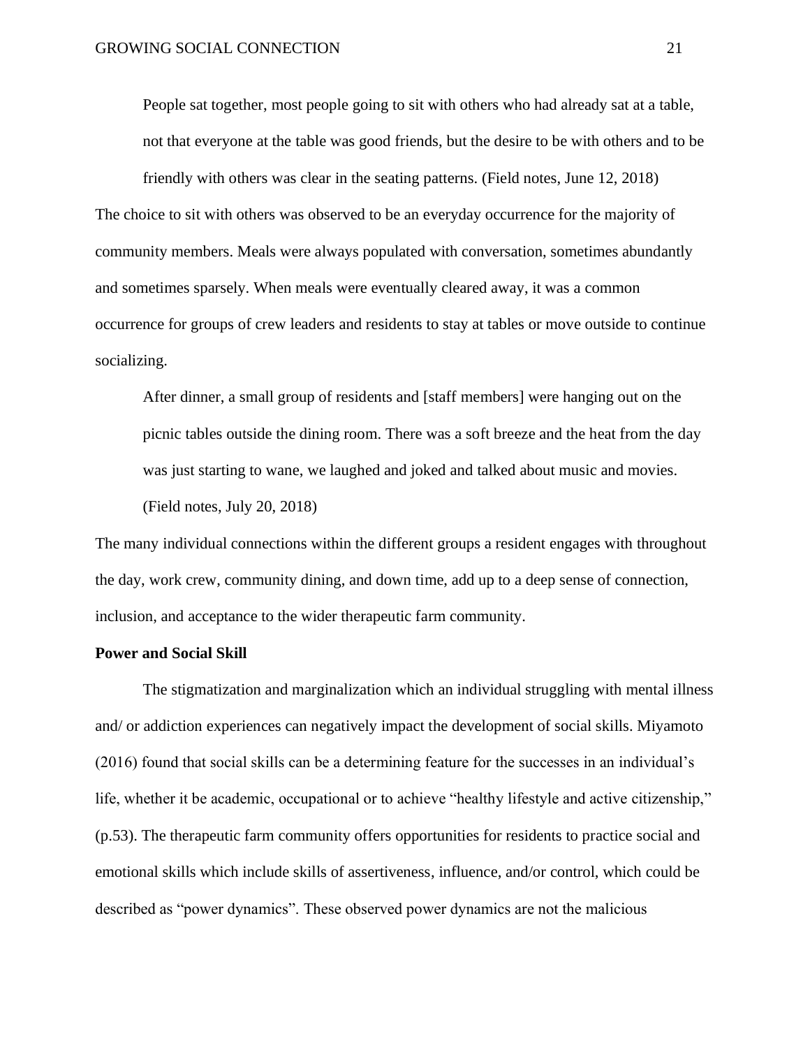> People sat together, most people going to sit with others who had already sat at a table, not that everyone at the table was good friends, but the desire to be with others and to be friendly with others was clear in the seating patterns. (Field notes, June 12, 2018)

The choice to sit with others was observed to be an everyday occurrence for the majority of community members. Meals were always populated with conversation, sometimes abundantly and sometimes sparsely. When meals were eventually cleared away, it was a common occurrence for groups of crew leaders and residents to stay at tables or move outside to continue socializing.

> After dinner, a small group of residents and [staff members] were hanging out on the picnic tables outside the dining room. There was a soft breeze and the heat from the day was just starting to wane, we laughed and joked and talked about music and movies. (Field notes, July 20, 2018)

The many individual connections within the different groups a resident engages with throughout the day, work crew, community dining, and down time, add up to a deep sense of connection, inclusion, and acceptance to the wider therapeutic farm community.

**Power and Social Skill**

The stigmatization and marginalization which an individual struggling with mental illness and/ or addiction experiences can negatively impact the development of social skills. Miyamoto (2016) found that social skills can be a determining feature for the successes in an individual's life, whether it be academic, occupational or to achieve "healthy lifestyle and active citizenship," (p.53). The therapeutic farm community offers opportunities for residents to practice social and emotional skills which include skills of assertiveness, influence, and/or control, which could be described as "power dynamics". These observed power dynamics are not the malicious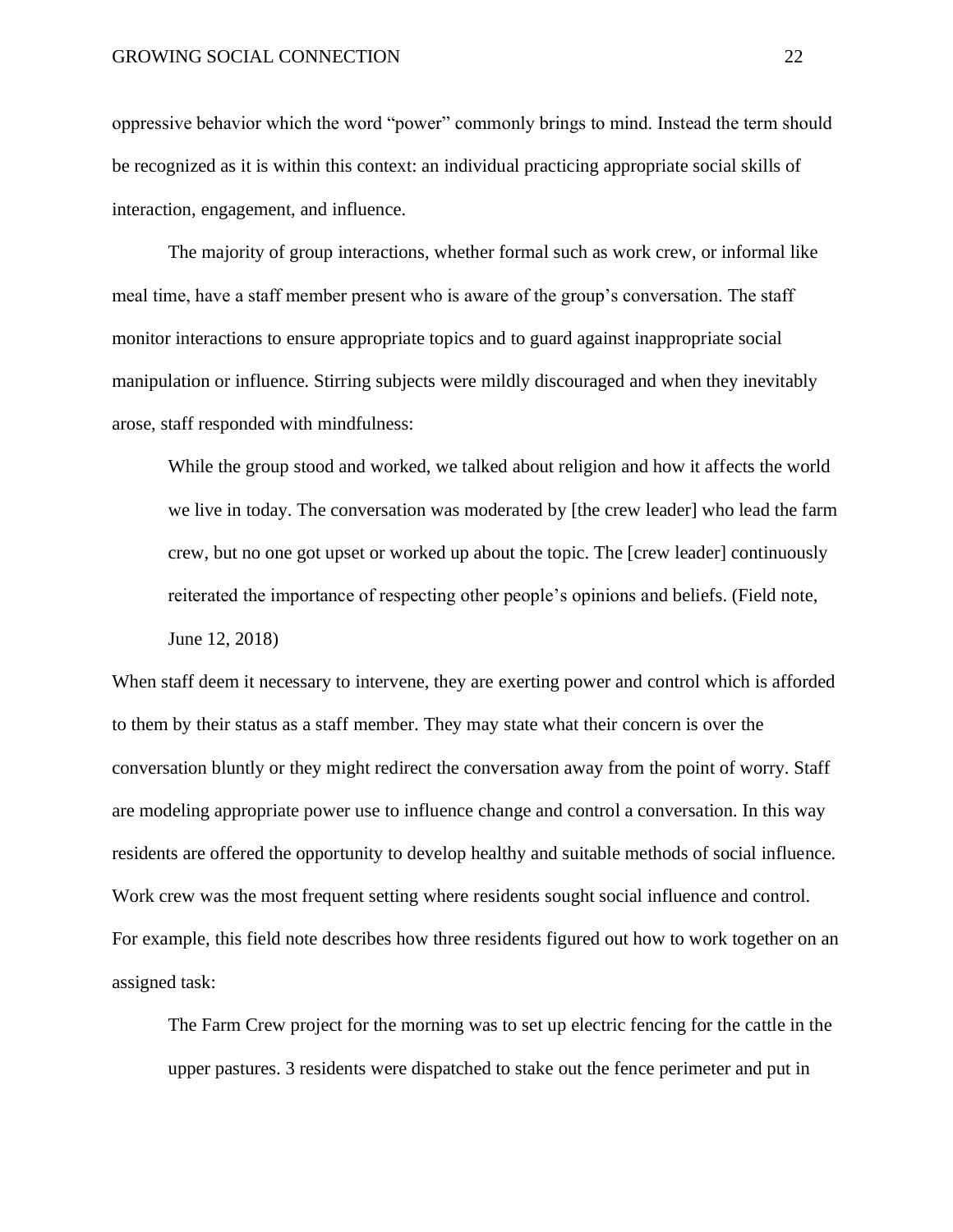oppressive behavior which the word "power" commonly brings to mind. Instead the term should be recognized as it is within this context: an individual practicing appropriate social skills of interaction, engagement, and influence.

The majority of group interactions, whether formal such as work crew, or informal like meal time, have a staff member present who is aware of the group's conversation. The staff monitor interactions to ensure appropriate topics and to guard against inappropriate social manipulation or influence. Stirring subjects were mildly discouraged and when they inevitably arose, staff responded with mindfulness:

> While the group stood and worked, we talked about religion and how it affects the world we live in today. The conversation was moderated by [the crew leader] who lead the farm crew, but no one got upset or worked up about the topic. The [crew leader] continuously reiterated the importance of respecting other people's opinions and beliefs. (Field note, June 12, 2018)

When staff deem it necessary to intervene, they are exerting power and control which is afforded to them by their status as a staff member. They may state what their concern is over the conversation bluntly or they might redirect the conversation away from the point of worry. Staff are modeling appropriate power use to influence change and control a conversation. In this way residents are offered the opportunity to develop healthy and suitable methods of social influence. Work crew was the most frequent setting where residents sought social influence and control. For example, this field note describes how three residents figured out how to work together on an assigned task:

> The Farm Crew project for the morning was to set up electric fencing for the cattle in the upper pastures. 3 residents were dispatched to stake out the fence perimeter and put in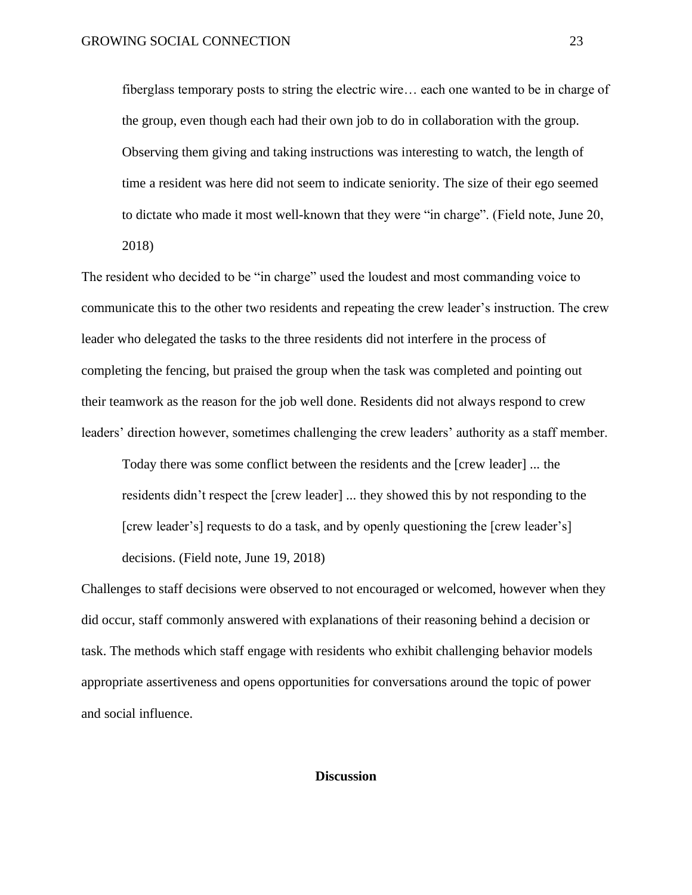> fiberglass temporary posts to string the electric wire… each one wanted to be in charge of the group, even though each had their own job to do in collaboration with the group. Observing them giving and taking instructions was interesting to watch, the length of time a resident was here did not seem to indicate seniority. The size of their ego seemed to dictate who made it most well-known that they were "in charge". (Field note, June 20, 2018)

The resident who decided to be "in charge" used the loudest and most commanding voice to communicate this to the other two residents and repeating the crew leader's instruction. The crew leader who delegated the tasks to the three residents did not interfere in the process of completing the fencing, but praised the group when the task was completed and pointing out their teamwork as the reason for the job well done. Residents did not always respond to crew leaders' direction however, sometimes challenging the crew leaders' authority as a staff member.

> Today there was some conflict between the residents and the [crew leader] ... the residents didn't respect the [crew leader] ... they showed this by not responding to the [crew leader's] requests to do a task, and by openly questioning the [crew leader's] decisions. (Field note, June 19, 2018)

Challenges to staff decisions were observed to not encouraged or welcomed, however when they did occur, staff commonly answered with explanations of their reasoning behind a decision or task. The methods which staff engage with residents who exhibit challenging behavior models appropriate assertiveness and opens opportunities for conversations around the topic of power and social influence.

## Discussion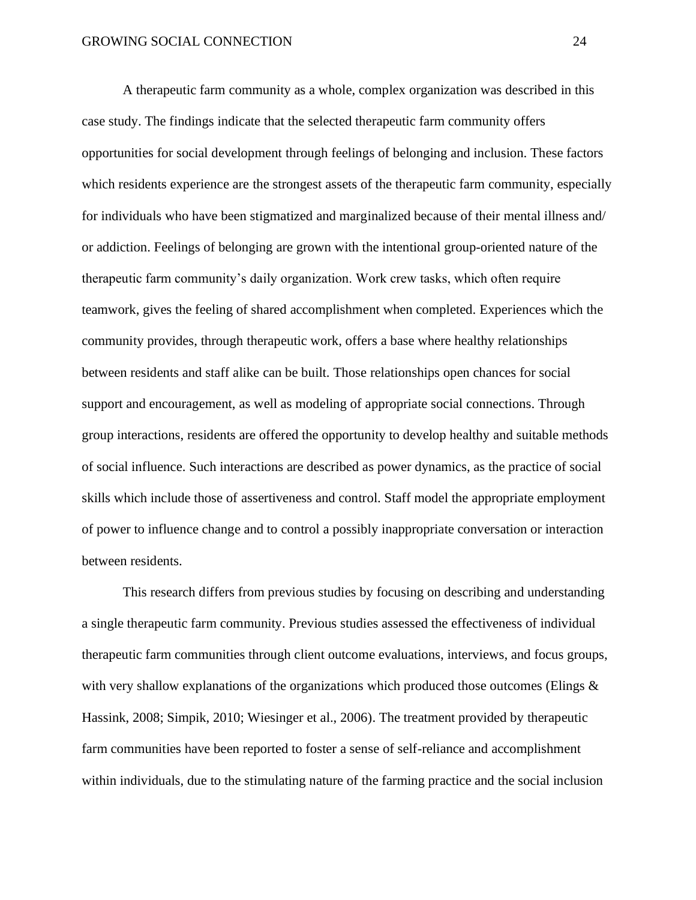A therapeutic farm community as a whole, complex organization was described in this case study. The findings indicate that the selected therapeutic farm community offers opportunities for social development through feelings of belonging and inclusion. These factors which residents experience are the strongest assets of the therapeutic farm community, especially for individuals who have been stigmatized and marginalized because of their mental illness and/ or addiction. Feelings of belonging are grown with the intentional group-oriented nature of the therapeutic farm community's daily organization. Work crew tasks, which often require teamwork, gives the feeling of shared accomplishment when completed. Experiences which the community provides, through therapeutic work, offers a base where healthy relationships between residents and staff alike can be built. Those relationships open chances for social support and encouragement, as well as modeling of appropriate social connections. Through group interactions, residents are offered the opportunity to develop healthy and suitable methods of social influence. Such interactions are described as power dynamics, as the practice of social skills which include those of assertiveness and control. Staff model the appropriate employment of power to influence change and to control a possibly inappropriate conversation or interaction between residents.

This research differs from previous studies by focusing on describing and understanding a single therapeutic farm community. Previous studies assessed the effectiveness of individual therapeutic farm communities through client outcome evaluations, interviews, and focus groups, with very shallow explanations of the organizations which produced those outcomes (Elings & Hassink, 2008; Simpik, 2010; Wiesinger et al., 2006). The treatment provided by therapeutic farm communities have been reported to foster a sense of self-reliance and accomplishment within individuals, due to the stimulating nature of the farming practice and the social inclusion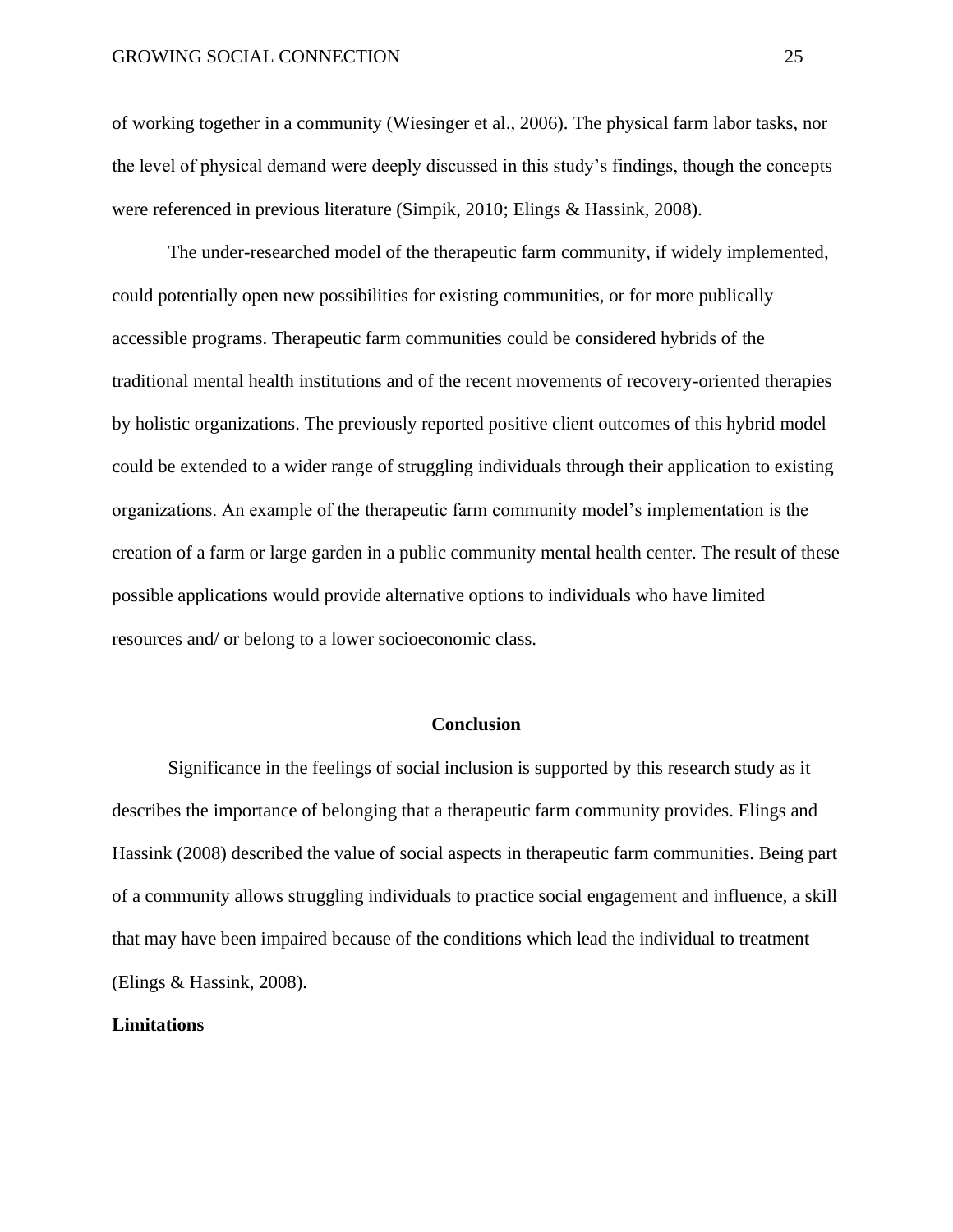of working together in a community (Wiesinger et al., 2006). The physical farm labor tasks, nor the level of physical demand were deeply discussed in this study's findings, though the concepts were referenced in previous literature (Simpik, 2010; Elings & Hassink, 2008).

The under-researched model of the therapeutic farm community, if widely implemented, could potentially open new possibilities for existing communities, or for more publically accessible programs. Therapeutic farm communities could be considered hybrids of the traditional mental health institutions and of the recent movements of recovery-oriented therapies by holistic organizations. The previously reported positive client outcomes of this hybrid model could be extended to a wider range of struggling individuals through their application to existing organizations. An example of the therapeutic farm community model's implementation is the creation of a farm or large garden in a public community mental health center. The result of these possible applications would provide alternative options to individuals who have limited resources and/ or belong to a lower socioeconomic class.

# Conclusion

Significance in the feelings of social inclusion is supported by this research study as it describes the importance of belonging that a therapeutic farm community provides. Elings and Hassink (2008) described the value of social aspects in therapeutic farm communities. Being part of a community allows struggling individuals to practice social engagement and influence, a skill that may have been impaired because of the conditions which lead the individual to treatment (Elings & Hassink, 2008).

## Limitations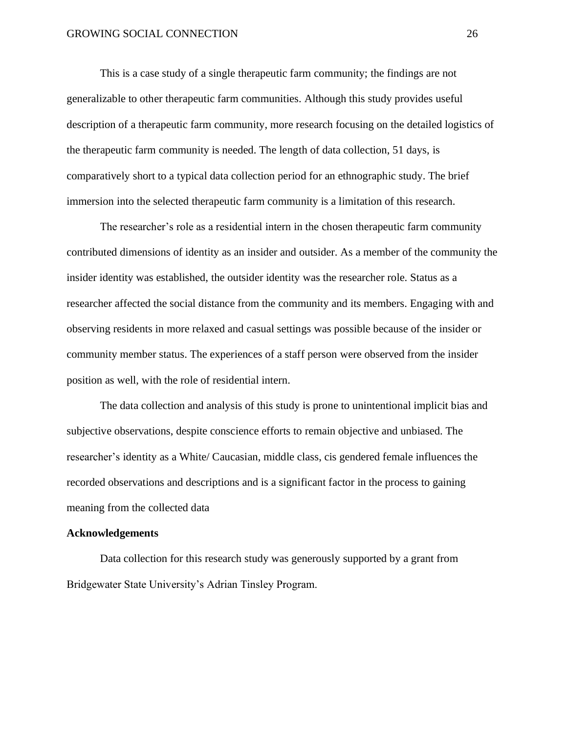This is a case study of a single therapeutic farm community; the findings are not generalizable to other therapeutic farm communities. Although this study provides useful description of a therapeutic farm community, more research focusing on the detailed logistics of the therapeutic farm community is needed. The length of data collection, 51 days, is comparatively short to a typical data collection period for an ethnographic study. The brief immersion into the selected therapeutic farm community is a limitation of this research.

The researcher's role as a residential intern in the chosen therapeutic farm community contributed dimensions of identity as an insider and outsider. As a member of the community the insider identity was established, the outsider identity was the researcher role. Status as a researcher affected the social distance from the community and its members. Engaging with and observing residents in more relaxed and casual settings was possible because of the insider or community member status. The experiences of a staff person were observed from the insider position as well, with the role of residential intern.

The data collection and analysis of this study is prone to unintentional implicit bias and subjective observations, despite conscience efforts to remain objective and unbiased. The researcher's identity as a White/ Caucasian, middle class, cis gendered female influences the recorded observations and descriptions and is a significant factor in the process to gaining meaning from the collected data

**Acknowledgements**

Data collection for this research study was generously supported by a grant from Bridgewater State University's Adrian Tinsley Program.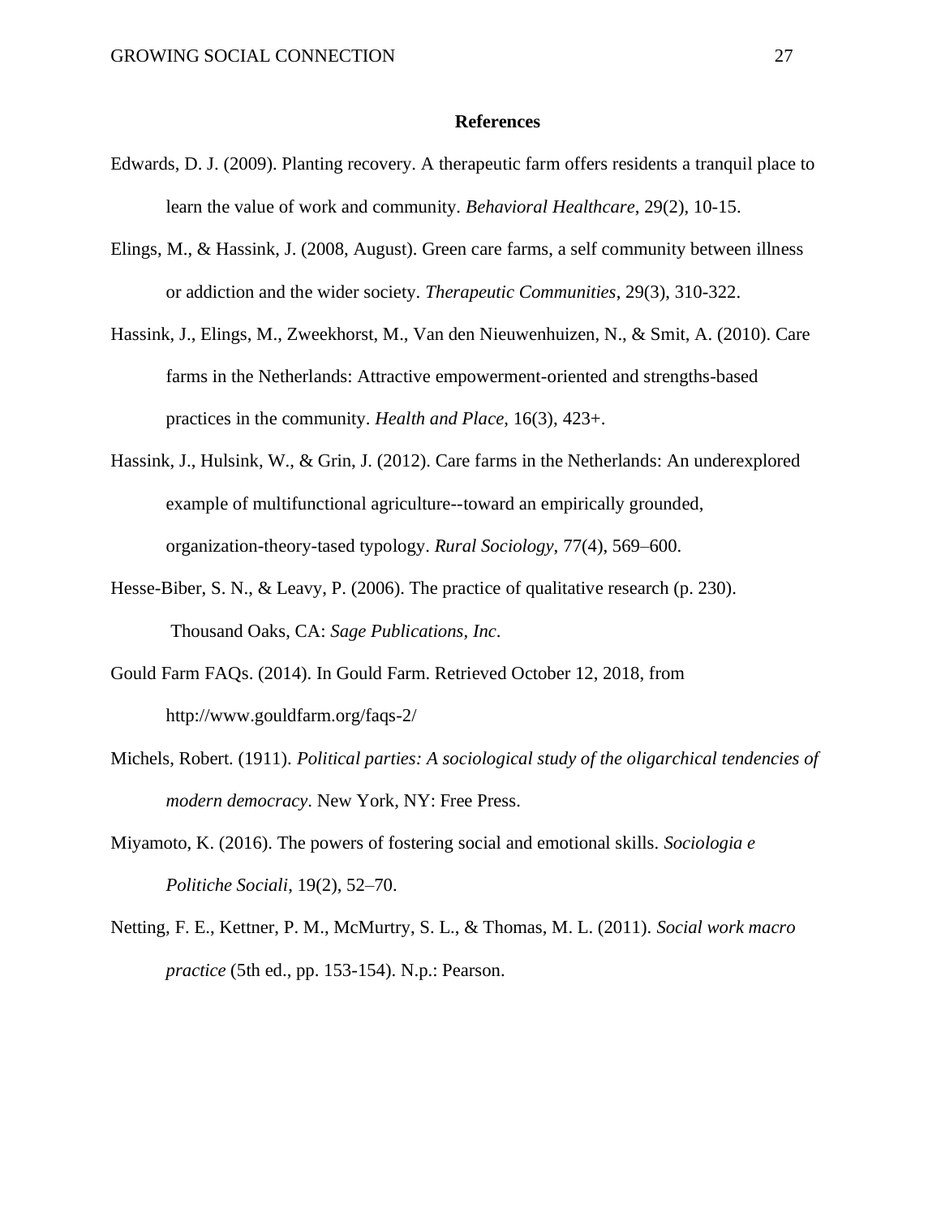# References

Edwards, D. J. (2009). Planting recovery. A therapeutic farm offers residents a tranquil place to learn the value of work and community. *Behavioral Healthcare*, 29(2), 10-15.

Elings, M., & Hassink, J. (2008, August). Green care farms, a self community between illness or addiction and the wider society. *Therapeutic Communities*, 29(3), 310-322.

Hassink, J., Elings, M., Zweekhorst, M., Van den Nieuwenhuizen, N., & Smit, A. (2010). Care farms in the Netherlands: Attractive empowerment-oriented and strengths-based practices in the community. *Health and Place*, 16(3), 423+.

Hassink, J., Hulsink, W., & Grin, J. (2012). Care farms in the Netherlands: An underexplored example of multifunctional agriculture--toward an empirically grounded, organization-theory-tased typology. *Rural Sociology*, 77(4), 569–600.

Hesse-Biber, S. N., & Leavy, P. (2006). The practice of qualitative research (p. 230). Thousand Oaks, CA: *Sage Publications, Inc*.

Gould Farm FAQs. (2014). In Gould Farm. Retrieved October 12, 2018, from http://www.gouldfarm.org/faqs-2/

Michels, Robert. (1911). *Political parties: A sociological study of the oligarchical tendencies of modern democracy*. New York, NY: Free Press.

Miyamoto, K. (2016). The powers of fostering social and emotional skills. *Sociologia e Politiche Sociali*, 19(2), 52–70.

Netting, F. E., Kettner, P. M., McMurtry, S. L., & Thomas, M. L. (2011). *Social work macro practice* (5th ed., pp. 153-154). N.p.: Pearson.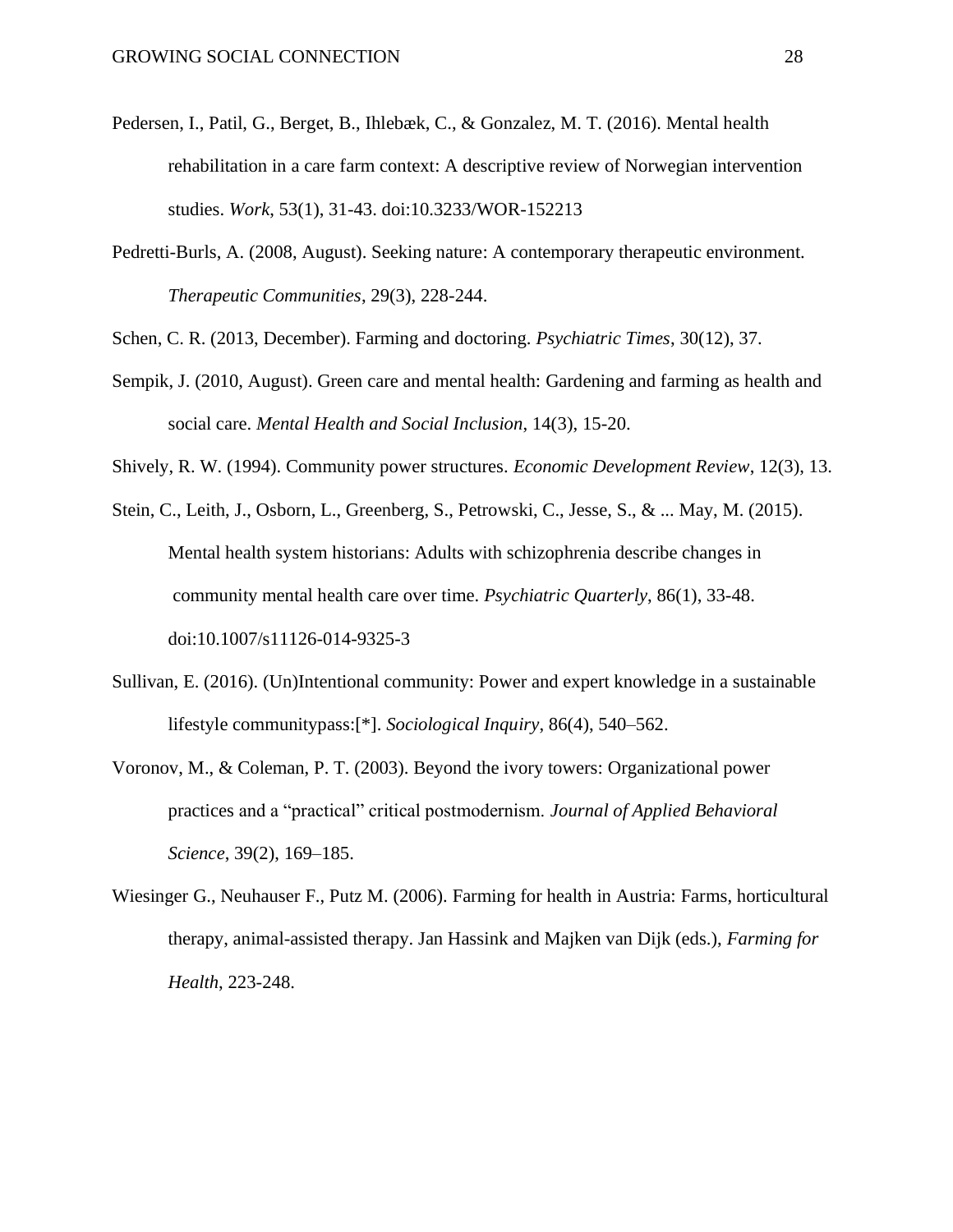Pedersen, I., Patil, G., Berget, B., Ihlebæk, C., & Gonzalez, M. T. (2016). Mental health rehabilitation in a care farm context: A descriptive review of Norwegian intervention studies. *Work*, 53(1), 31-43. doi:10.3233/WOR-152213

Pedretti-Burls, A. (2008, August). Seeking nature: A contemporary therapeutic environment. *Therapeutic Communities*, 29(3), 228-244.

Schen, C. R. (2013, December). Farming and doctoring. *Psychiatric Times*, 30(12), 37.

Sempik, J. (2010, August). Green care and mental health: Gardening and farming as health and social care. *Mental Health and Social Inclusion*, 14(3), 15-20.

Shively, R. W. (1994). Community power structures. *Economic Development Review*, 12(3), 13.

Stein, C., Leith, J., Osborn, L., Greenberg, S., Petrowski, C., Jesse, S., & ... May, M. (2015). Mental health system historians: Adults with schizophrenia describe changes in community mental health care over time. *Psychiatric Quarterly*, 86(1), 33-48. doi:10.1007/s11126-014-9325-3

Sullivan, E. (2016). (Un)Intentional community: Power and expert knowledge in a sustainable lifestyle communitypass:[*]. *Sociological Inquiry*, 86(4), 540–562.

Voronov, M., & Coleman, P. T. (2003). Beyond the ivory towers: Organizational power practices and a "practical" critical postmodernism. *Journal of Applied Behavioral Science*, 39(2), 169–185.

Wiesinger G., Neuhauser F., Putz M. (2006). Farming for health in Austria: Farms, horticultural therapy, animal-assisted therapy. Jan Hassink and Majken van Dijk (eds.), *Farming for Health*, 223-248.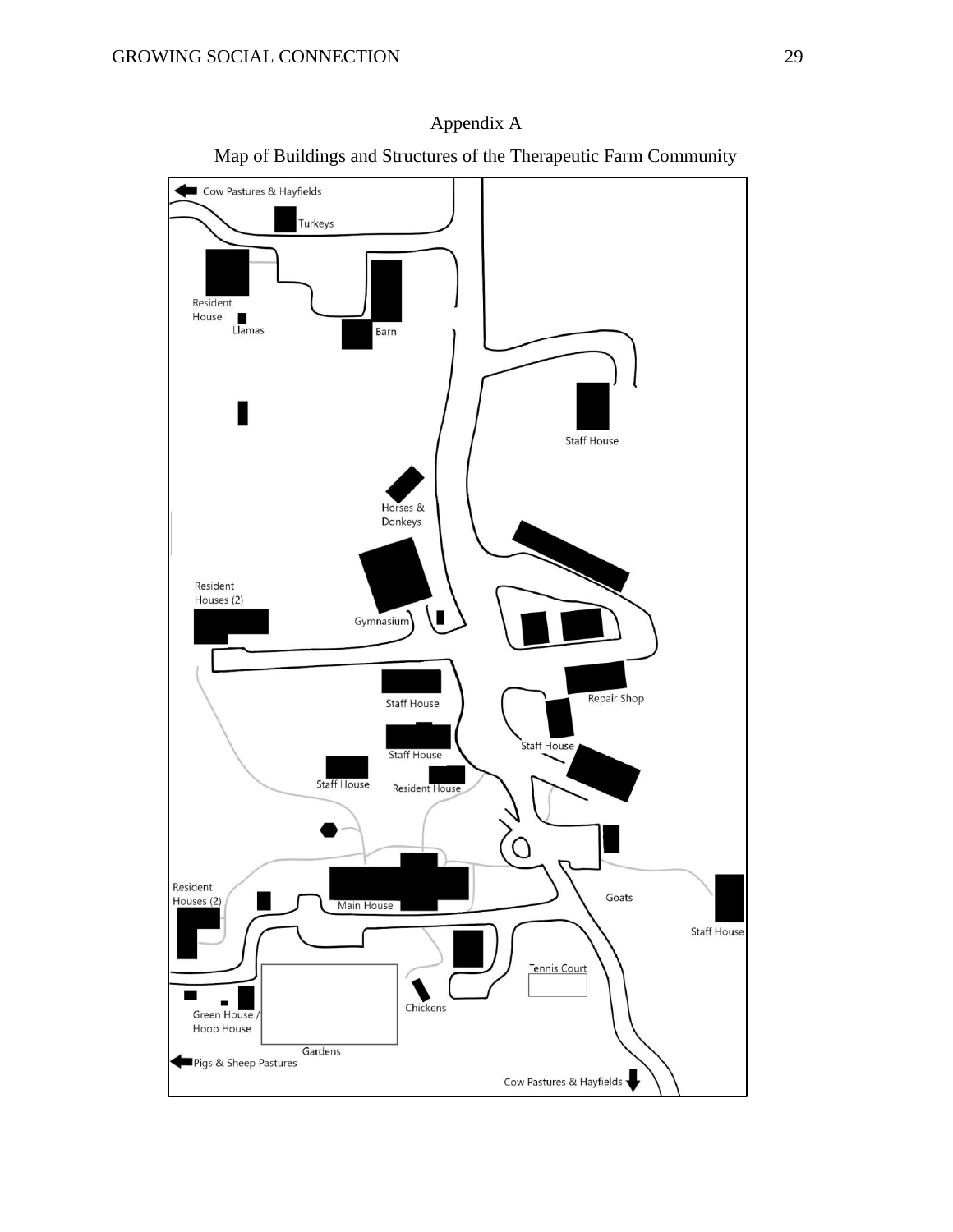# Appendix A

## Map of Buildings and Structures of the Therapeutic Farm Community

Cow Pastures & Hayfields

Turkeys

Resident House

Llamas

Barn

Staff House

Horses & Donkeys

Resident Houses (2)

Gymnasium

Staff House

Repair Shop

Staff House

Staff House

Staff House

Resident House

Resident Houses (2)

Main House

Goats

Staff House

Tennis Court

Chickens

Green House / Hoop House

Gardens

Pigs & Sheep Pastures

Cow Pastures & Hayfields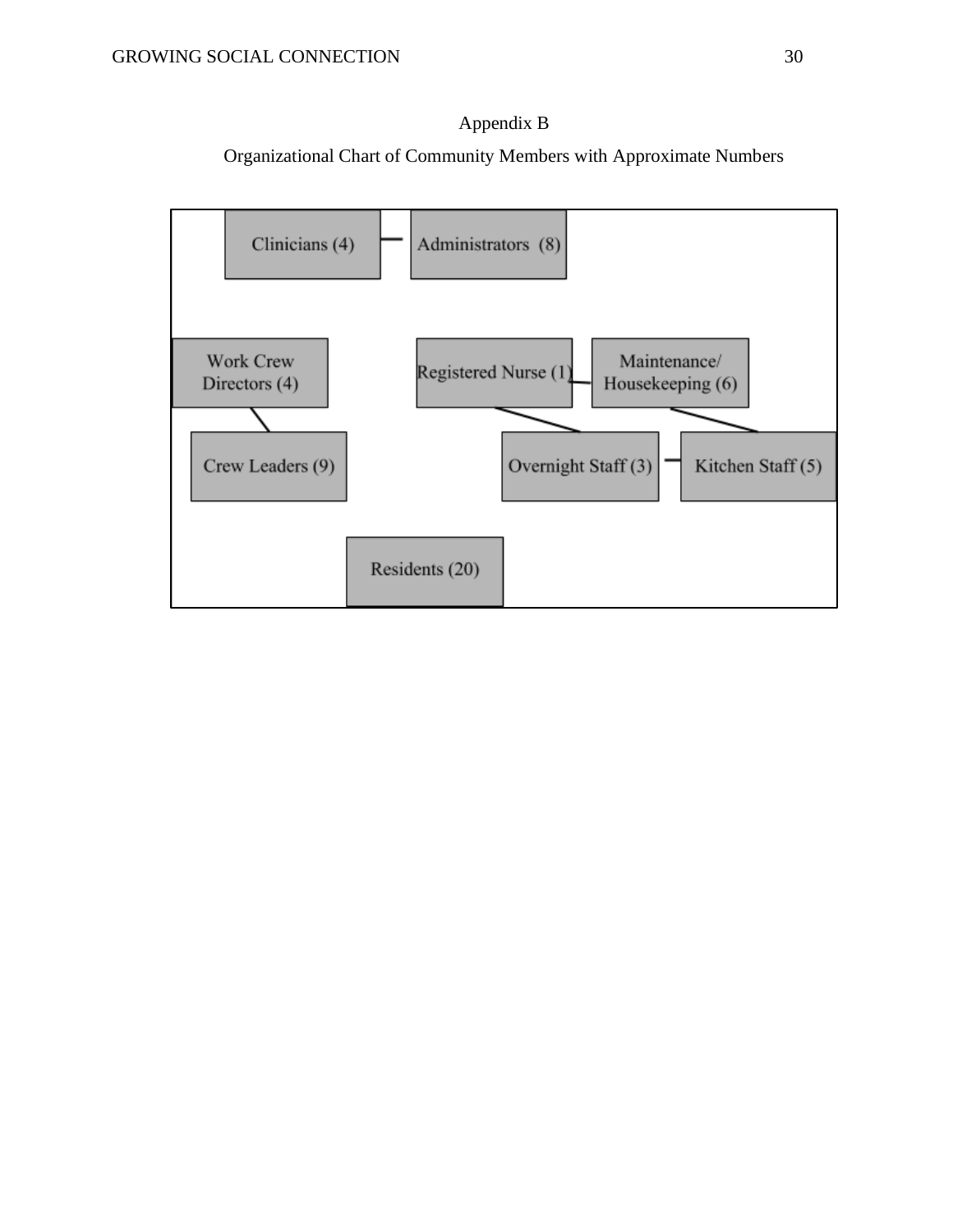# Appendix B

Organizational Chart of Community Members with Approximate Numbers

Clinicians (4) — Administrators (8)

Work Crew Directors (4)

Crew Leaders (9)

Registered Nurse (1) — Maintenance/ Housekeeping (6)

Overnight Staff (3) — Kitchen Staff (5)

Residents (20)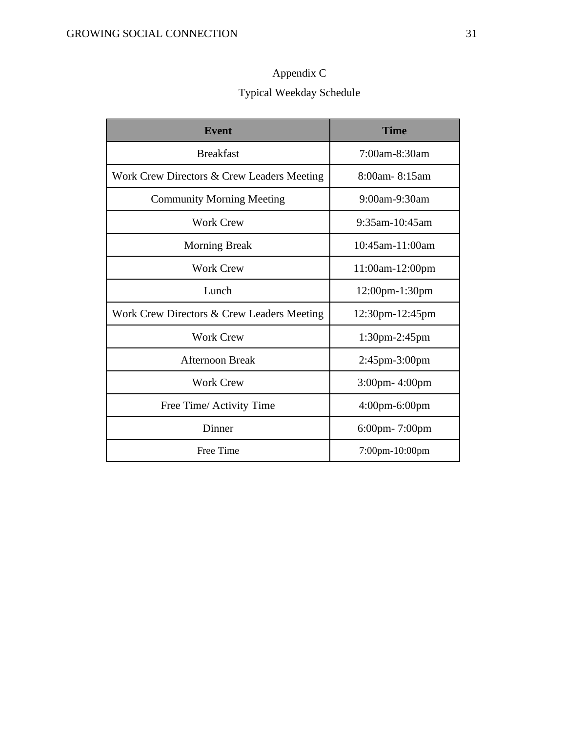# Appendix C

## Typical Weekday Schedule

| Event | Time |
|---|---|
| Breakfast | 7:00am-8:30am |
| Work Crew Directors & Crew Leaders Meeting | 8:00am- 8:15am |
| Community Morning Meeting | 9:00am-9:30am |
| Work Crew | 9:35am-10:45am |
| Morning Break | 10:45am-11:00am |
| Work Crew | 11:00am-12:00pm |
| Lunch | 12:00pm-1:30pm |
| Work Crew Directors & Crew Leaders Meeting | 12:30pm-12:45pm |
| Work Crew | 1:30pm-2:45pm |
| Afternoon Break | 2:45pm-3:00pm |
| Work Crew | 3:00pm- 4:00pm |
| Free Time/ Activity Time | 4:00pm-6:00pm |
| Dinner | 6:00pm- 7:00pm |
| Free Time | 7:00pm-10:00pm |